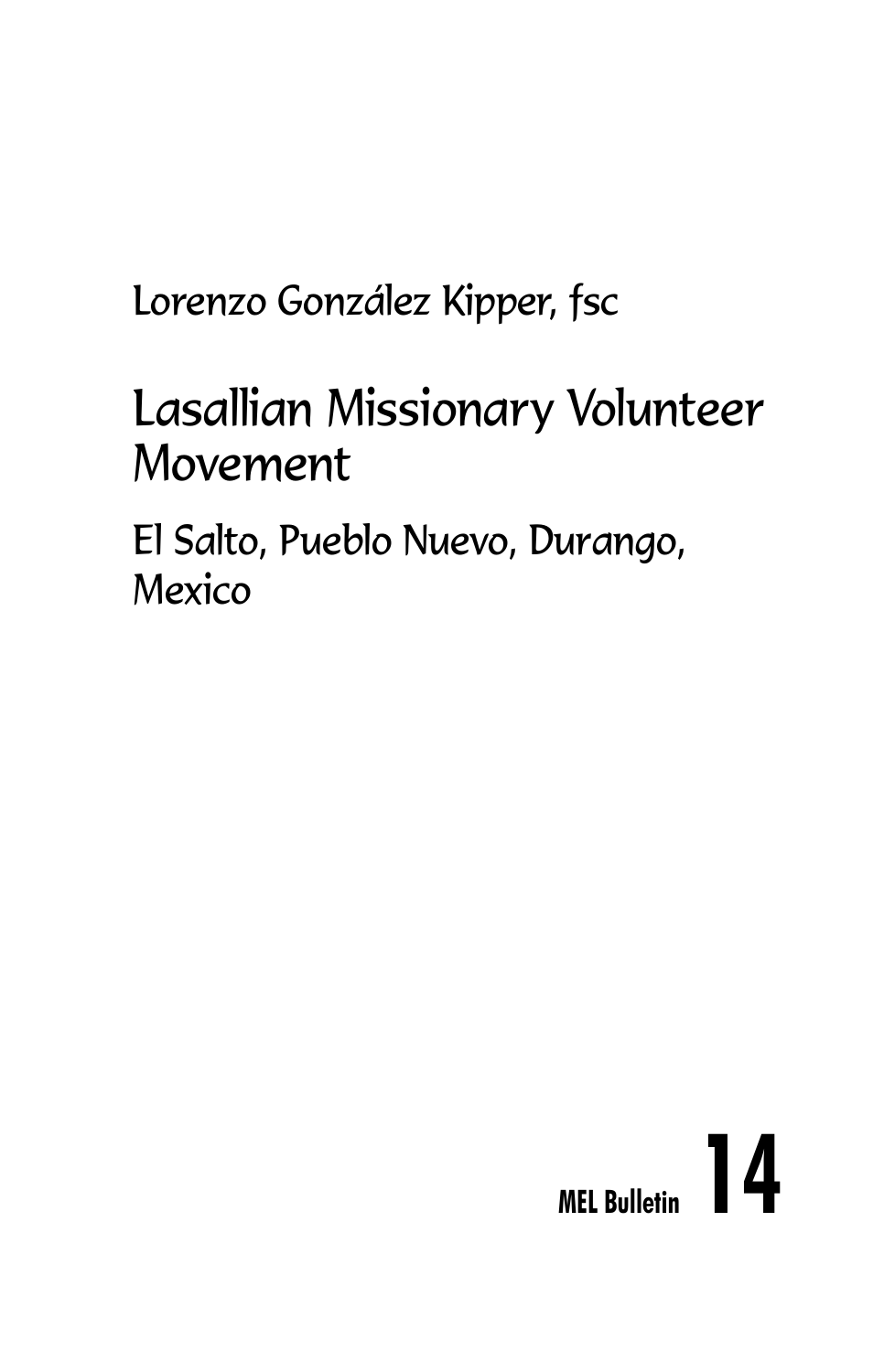Lorenzo González Kipper, fsc

# Lasallian Missionary Volunteer Movement

## El Salto, Pueblo Nuevo, Durango, Mexico

**MEL Bulletin 14**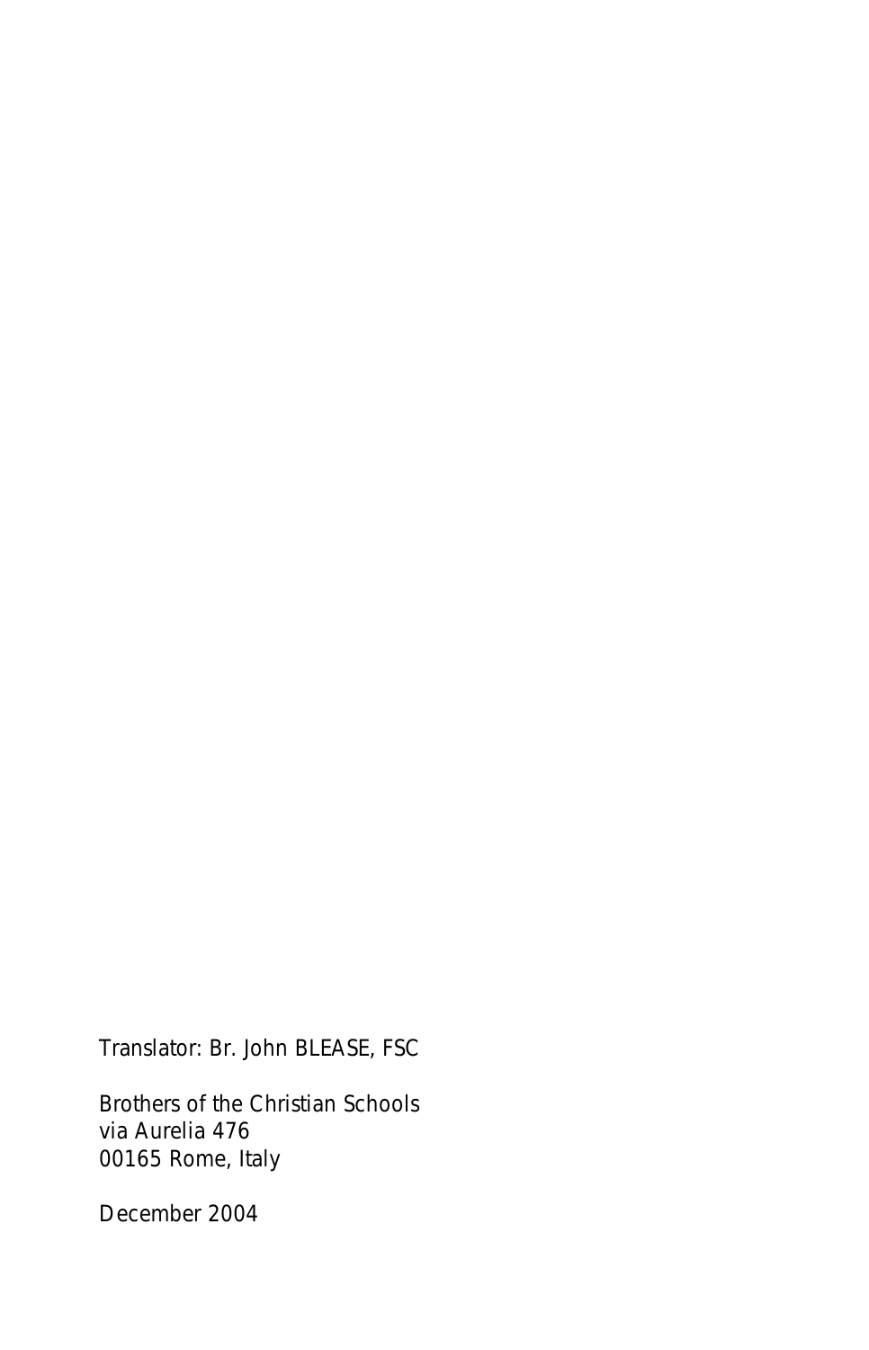Translator: Br. John BLEASE, FSC

Brothers of the Christian Schools
via Aurelia 476
00165 Rome, Italy

December 2004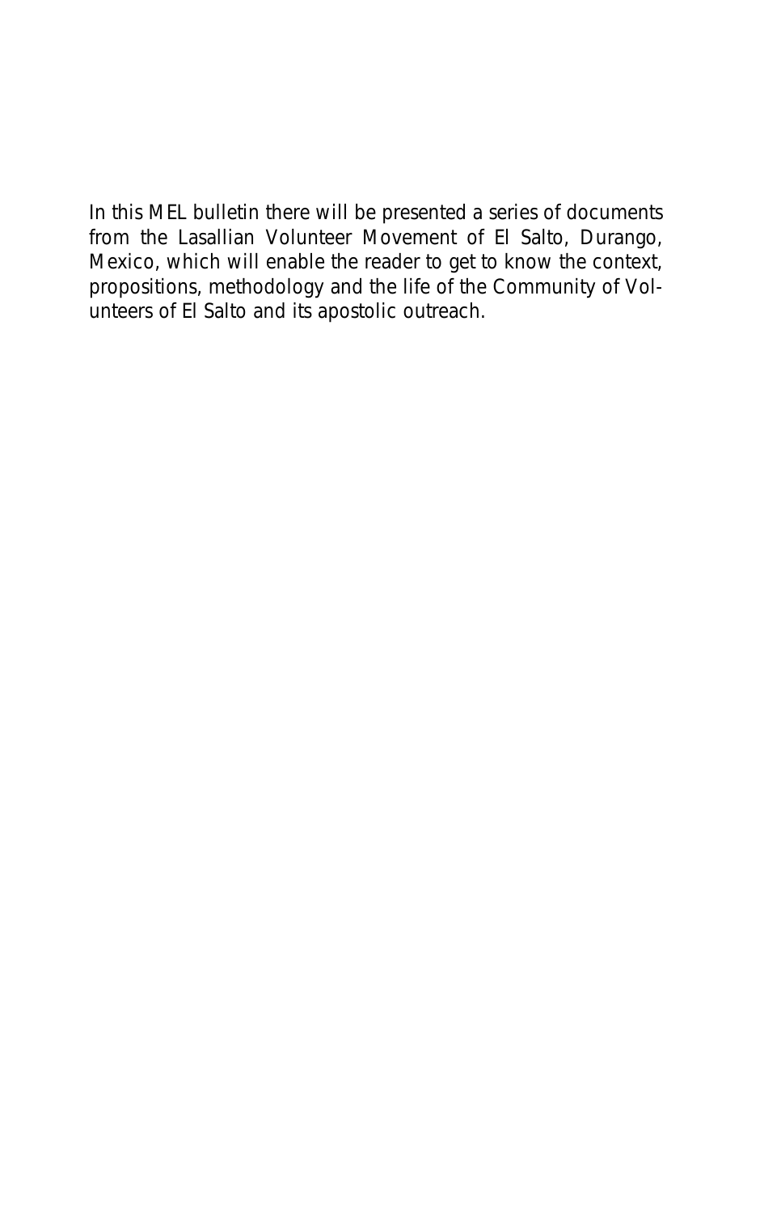In this MEL bulletin there will be presented a series of documents from the Lasallian Volunteer Movement of El Salto, Durango, Mexico, which will enable the reader to get to know the context, propositions, methodology and the life of the Community of Volunteers of El Salto and its apostolic outreach.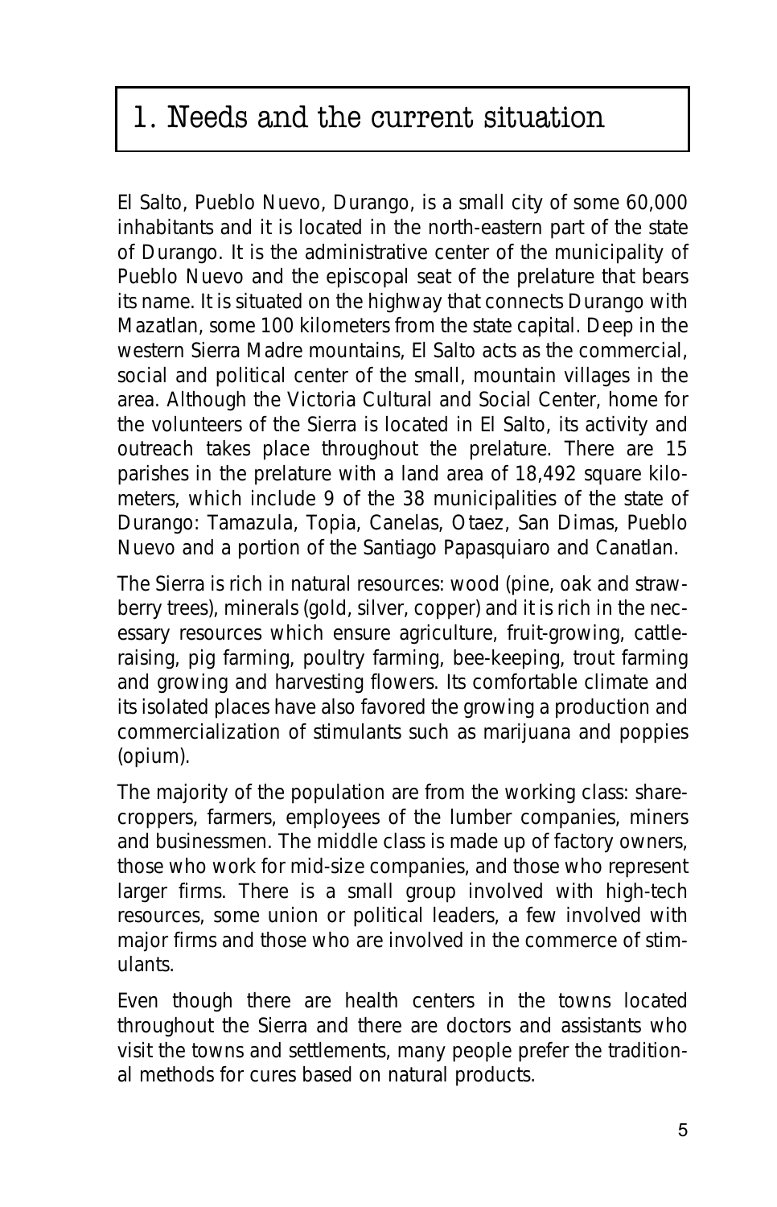# 1. Needs and the current situation

El Salto, Pueblo Nuevo, Durango, is a small city of some 60,000 inhabitants and it is located in the north-eastern part of the state of Durango. It is the administrative center of the municipality of Pueblo Nuevo and the episcopal seat of the prelature that bears its name. It is situated on the highway that connects Durango with Mazatlan, some 100 kilometers from the state capital. Deep in the western Sierra Madre mountains, El Salto acts as the commercial, social and political center of the small, mountain villages in the area. Although the Victoria Cultural and Social Center, home for the volunteers of the Sierra is located in El Salto, its activity and outreach takes place throughout the prelature. There are 15 parishes in the prelature with a land area of 18,492 square kilometers, which include 9 of the 38 municipalities of the state of Durango: Tamazula, Topia, Canelas, Otaez, San Dimas, Pueblo Nuevo and a portion of the Santiago Papasquiaro and Canatlan.

The Sierra is rich in natural resources: wood (pine, oak and strawberry trees), minerals (gold, silver, copper) and it is rich in the necessary resources which ensure agriculture, fruit-growing, cattle-raising, pig farming, poultry farming, bee-keeping, trout farming and growing and harvesting flowers. Its comfortable climate and its isolated places have also favored the growing a production and commercialization of stimulants such as marijuana and poppies (opium).

The majority of the population are from the working class: sharecroppers, farmers, employees of the lumber companies, miners and businessmen. The middle class is made up of factory owners, those who work for mid-size companies, and those who represent larger firms. There is a small group involved with high-tech resources, some union or political leaders, a few involved with major firms and those who are involved in the commerce of stimulants.

Even though there are health centers in the towns located throughout the Sierra and there are doctors and assistants who visit the towns and settlements, many people prefer the traditional methods for cures based on natural products.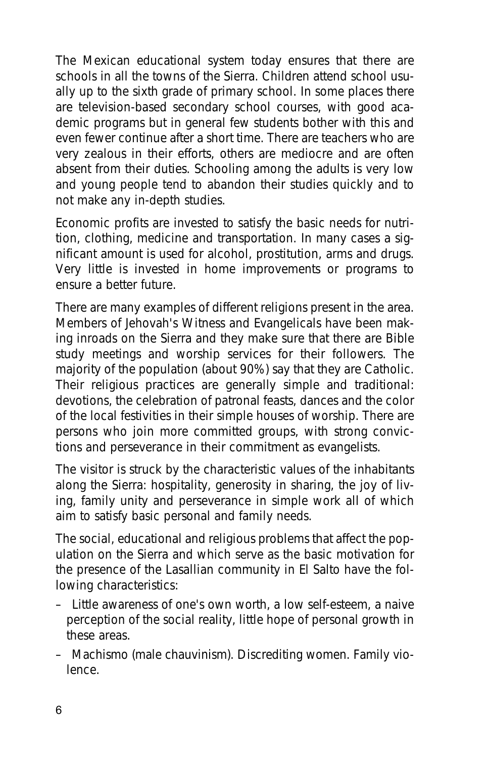The Mexican educational system today ensures that there are schools in all the towns of the Sierra. Children attend school usually up to the sixth grade of primary school. In some places there are television-based secondary school courses, with good academic programs but in general few students bother with this and even fewer continue after a short time. There are teachers who are very zealous in their efforts, others are mediocre and are often absent from their duties. Schooling among the adults is very low and young people tend to abandon their studies quickly and to not make any in-depth studies.

Economic profits are invested to satisfy the basic needs for nutrition, clothing, medicine and transportation. In many cases a significant amount is used for alcohol, prostitution, arms and drugs. Very little is invested in home improvements or programs to ensure a better future.

There are many examples of different religions present in the area. Members of Jehovah's Witness and Evangelicals have been making inroads on the Sierra and they make sure that there are Bible study meetings and worship services for their followers. The majority of the population (about 90%) say that they are Catholic. Their religious practices are generally simple and traditional: devotions, the celebration of patronal feasts, dances and the color of the local festivities in their simple houses of worship. There are persons who join more committed groups, with strong convictions and perseverance in their commitment as evangelists.

The visitor is struck by the characteristic values of the inhabitants along the Sierra: hospitality, generosity in sharing, the joy of living, family unity and perseverance in simple work all of which aim to satisfy basic personal and family needs.

The social, educational and religious problems that affect the population on the Sierra and which serve as the basic motivation for the presence of the Lasallian community in El Salto have the following characteristics:

- Little awareness of one's own worth, a low self-esteem, a naive perception of the social reality, little hope of personal growth in these areas.
- Machismo (male chauvinism). Discrediting women. Family violence.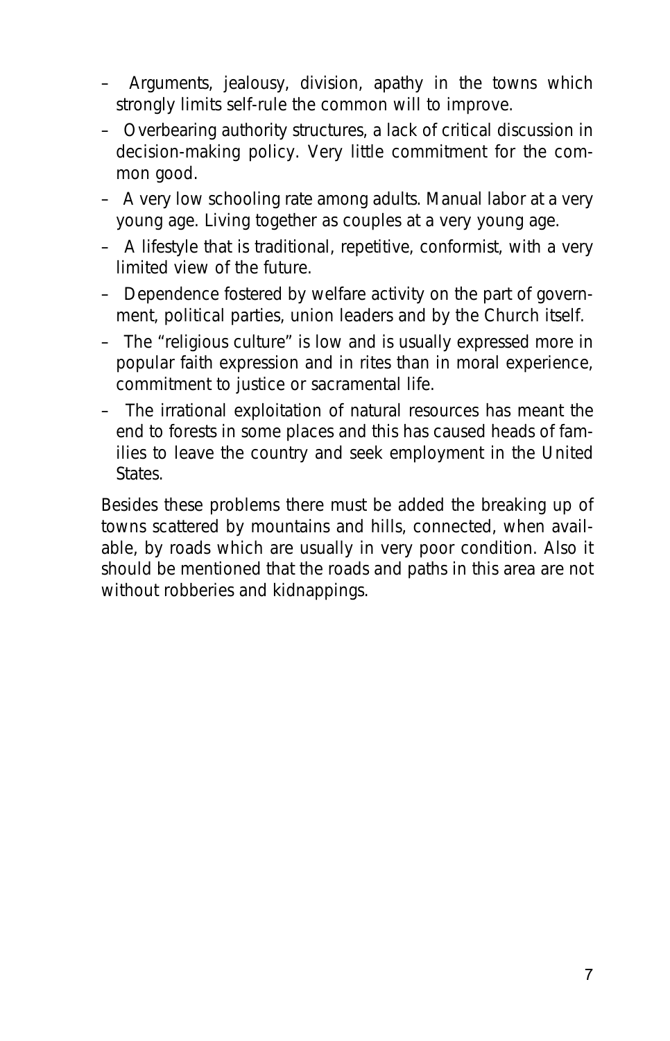- Arguments, jealousy, division, apathy in the towns which strongly limits self-rule the common will to improve.
- Overbearing authority structures, a lack of critical discussion in decision-making policy. Very little commitment for the common good.
- A very low schooling rate among adults. Manual labor at a very young age. Living together as couples at a very young age.
- A lifestyle that is traditional, repetitive, conformist, with a very limited view of the future.
- Dependence fostered by welfare activity on the part of government, political parties, union leaders and by the Church itself.
- The "religious culture" is low and is usually expressed more in popular faith expression and in rites than in moral experience, commitment to justice or sacramental life.
- The irrational exploitation of natural resources has meant the end to forests in some places and this has caused heads of families to leave the country and seek employment in the United States.

Besides these problems there must be added the breaking up of towns scattered by mountains and hills, connected, when available, by roads which are usually in very poor condition. Also it should be mentioned that the roads and paths in this area are not without robberies and kidnappings.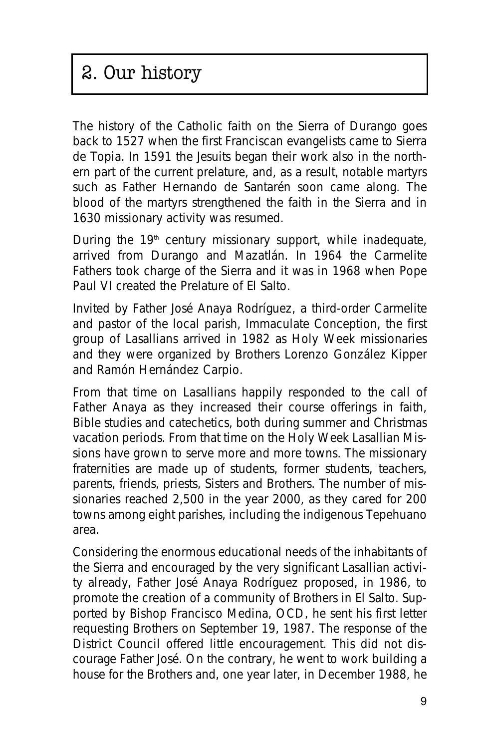# 2. Our history

The history of the Catholic faith on the Sierra of Durango goes back to 1527 when the first Franciscan evangelists came to Sierra de Topia. In 1591 the Jesuits began their work also in the northern part of the current prelature, and, as a result, notable martyrs such as Father Hernando de Santarén soon came along. The blood of the martyrs strengthened the faith in the Sierra and in 1630 missionary activity was resumed.

During the 19th century missionary support, while inadequate, arrived from Durango and Mazatlán. In 1964 the Carmelite Fathers took charge of the Sierra and it was in 1968 when Pope Paul VI created the Prelature of El Salto.

Invited by Father José Anaya Rodríguez, a third-order Carmelite and pastor of the local parish, Immaculate Conception, the first group of Lasallians arrived in 1982 as Holy Week missionaries and they were organized by Brothers Lorenzo González Kipper and Ramón Hernández Carpio.

From that time on Lasallians happily responded to the call of Father Anaya as they increased their course offerings in faith, Bible studies and catechetics, both during summer and Christmas vacation periods. From that time on the Holy Week Lasallian Missions have grown to serve more and more towns. The missionary fraternities are made up of students, former students, teachers, parents, friends, priests, Sisters and Brothers. The number of missionaries reached 2,500 in the year 2000, as they cared for 200 towns among eight parishes, including the indigenous Tepehuano area.

Considering the enormous educational needs of the inhabitants of the Sierra and encouraged by the very significant Lasallian activity already, Father José Anaya Rodríguez proposed, in 1986, to promote the creation of a community of Brothers in El Salto. Supported by Bishop Francisco Medina, OCD, he sent his first letter requesting Brothers on September 19, 1987. The response of the District Council offered little encouragement. This did not discourage Father José. On the contrary, he went to work building a house for the Brothers and, one year later, in December 1988, he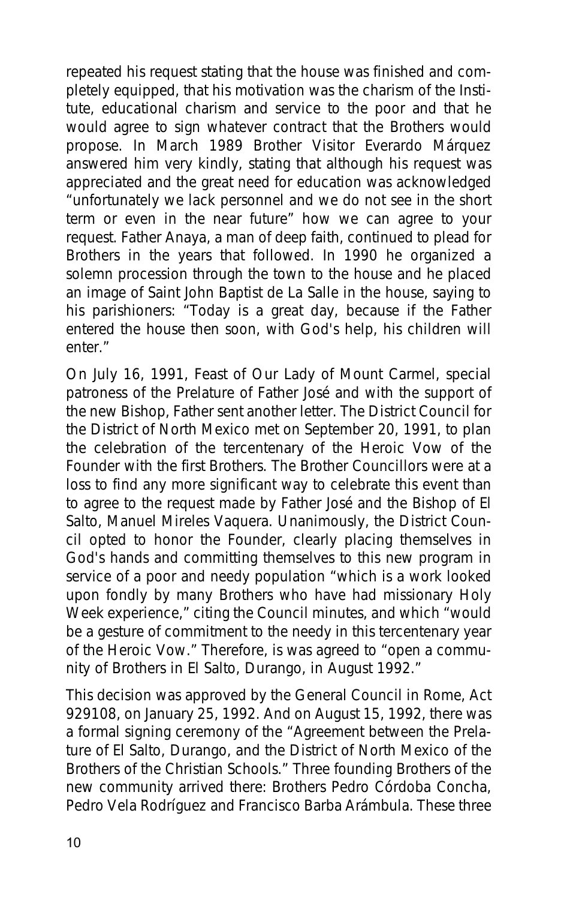repeated his request stating that the house was finished and completely equipped, that his motivation was the charism of the Institute, educational charism and service to the poor and that he would agree to sign whatever contract that the Brothers would propose. In March 1989 Brother Visitor Everardo Márquez answered him very kindly, stating that although his request was appreciated and the great need for education was acknowledged "unfortunately we lack personnel and we do not see in the short term or even in the near future" how we can agree to your request. Father Anaya, a man of deep faith, continued to plead for Brothers in the years that followed. In 1990 he organized a solemn procession through the town to the house and he placed an image of Saint John Baptist de La Salle in the house, saying to his parishioners: "Today is a great day, because if the Father entered the house then soon, with God's help, his children will enter."

On July 16, 1991, Feast of Our Lady of Mount Carmel, special patroness of the Prelature of Father José and with the support of the new Bishop, Father sent another letter. The District Council for the District of North Mexico met on September 20, 1991, to plan the celebration of the tercentenary of the Heroic Vow of the Founder with the first Brothers. The Brother Councillors were at a loss to find any more significant way to celebrate this event than to agree to the request made by Father José and the Bishop of El Salto, Manuel Mireles Vaquera. Unanimously, the District Council opted to honor the Founder, clearly placing themselves in God's hands and committing themselves to this new program in service of a poor and needy population "which is a work looked upon fondly by many Brothers who have had missionary Holy Week experience," citing the Council minutes, and which "would be a gesture of commitment to the needy in this tercentenary year of the Heroic Vow." Therefore, is was agreed to "open a community of Brothers in El Salto, Durango, in August 1992."

This decision was approved by the General Council in Rome, Act 929108, on January 25, 1992. And on August 15, 1992, there was a formal signing ceremony of the "Agreement between the Prelature of El Salto, Durango, and the District of North Mexico of the Brothers of the Christian Schools." Three founding Brothers of the new community arrived there: Brothers Pedro Córdoba Concha, Pedro Vela Rodríguez and Francisco Barba Arámbula. These three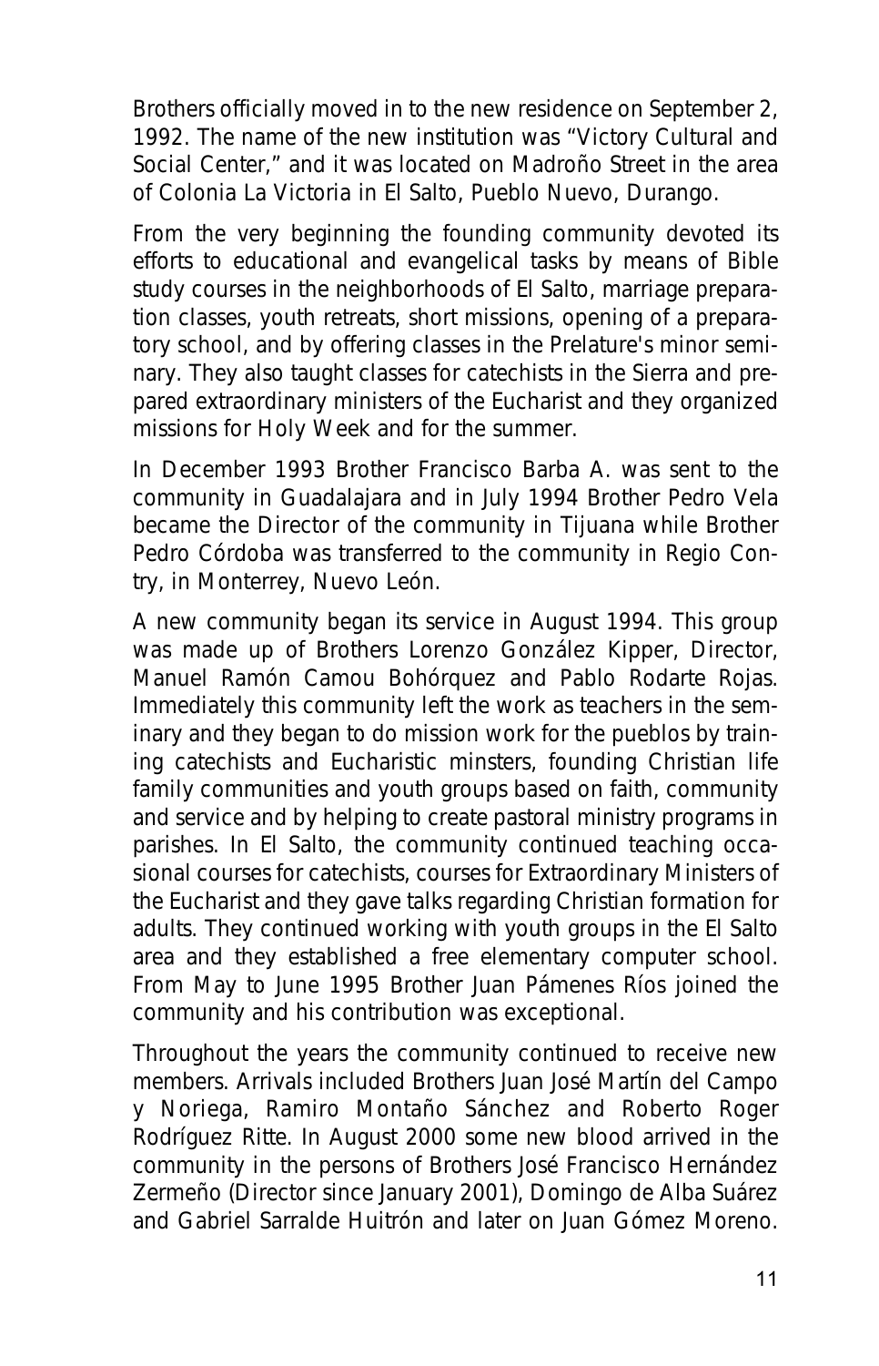Brothers officially moved in to the new residence on September 2, 1992. The name of the new institution was "Victory Cultural and Social Center," and it was located on Madroño Street in the area of Colonia La Victoria in El Salto, Pueblo Nuevo, Durango.

From the very beginning the founding community devoted its efforts to educational and evangelical tasks by means of Bible study courses in the neighborhoods of El Salto, marriage preparation classes, youth retreats, short missions, opening of a preparatory school, and by offering classes in the Prelature's minor seminary. They also taught classes for catechists in the Sierra and prepared extraordinary ministers of the Eucharist and they organized missions for Holy Week and for the summer.

In December 1993 Brother Francisco Barba A. was sent to the community in Guadalajara and in July 1994 Brother Pedro Vela became the Director of the community in Tijuana while Brother Pedro Córdoba was transferred to the community in Regio Contry, in Monterrey, Nuevo León.

A new community began its service in August 1994. This group was made up of Brothers Lorenzo González Kipper, Director, Manuel Ramón Camou Bohórquez and Pablo Rodarte Rojas. Immediately this community left the work as teachers in the seminary and they began to do mission work for the pueblos by training catechists and Eucharistic minsters, founding Christian life family communities and youth groups based on faith, community and service and by helping to create pastoral ministry programs in parishes. In El Salto, the community continued teaching occasional courses for catechists, courses for Extraordinary Ministers of the Eucharist and they gave talks regarding Christian formation for adults. They continued working with youth groups in the El Salto area and they established a free elementary computer school. From May to June 1995 Brother Juan Pámenes Ríos joined the community and his contribution was exceptional.

Throughout the years the community continued to receive new members. Arrivals included Brothers Juan José Martín del Campo y Noriega, Ramiro Montaño Sánchez and Roberto Roger Rodríguez Ritte. In August 2000 some new blood arrived in the community in the persons of Brothers José Francisco Hernández Zermeño (Director since January 2001), Domingo de Alba Suárez and Gabriel Sarralde Huitrón and later on Juan Gómez Moreno.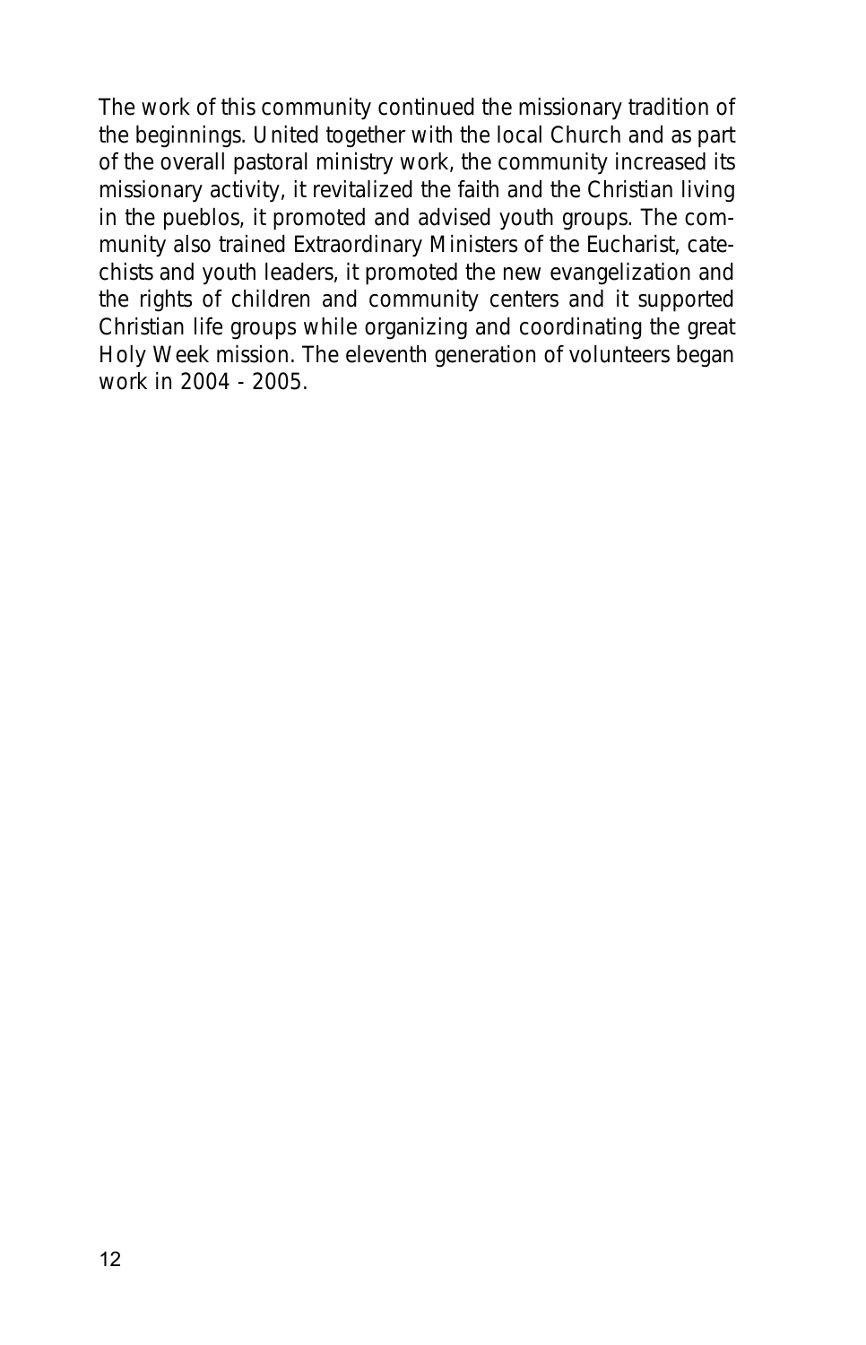The work of this community continued the missionary tradition of the beginnings. United together with the local Church and as part of the overall pastoral ministry work, the community increased its missionary activity, it revitalized the faith and the Christian living in the pueblos, it promoted and advised youth groups. The community also trained Extraordinary Ministers of the Eucharist, catechists and youth leaders, it promoted the new evangelization and the rights of children and community centers and it supported Christian life groups while organizing and coordinating the great Holy Week mission. The eleventh generation of volunteers began work in 2004 - 2005.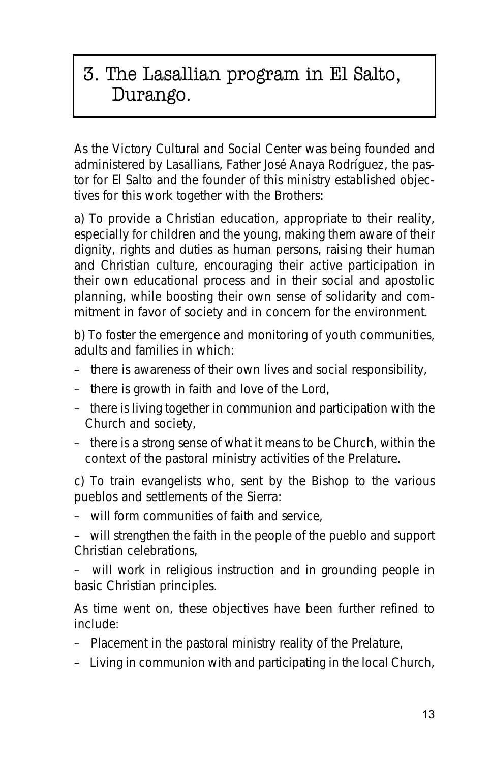# 3. The Lasallian program in El Salto, Durango.

As the Victory Cultural and Social Center was being founded and administered by Lasallians, Father José Anaya Rodríguez, the pastor for El Salto and the founder of this ministry established objectives for this work together with the Brothers:

a) To provide a Christian education, appropriate to their reality, especially for children and the young, making them aware of their dignity, rights and duties as human persons, raising their human and Christian culture, encouraging their active participation in their own educational process and in their social and apostolic planning, while boosting their own sense of solidarity and commitment in favor of society and in concern for the environment.

b) To foster the emergence and monitoring of youth communities, adults and families in which:

- there is awareness of their own lives and social responsibility,
- there is growth in faith and love of the Lord,
- there is living together in communion and participation with the Church and society,
- there is a strong sense of what it means to be Church, within the context of the pastoral ministry activities of the Prelature.

c) To train evangelists who, sent by the Bishop to the various pueblos and settlements of the Sierra:

- will form communities of faith and service,
- will strengthen the faith in the people of the pueblo and support Christian celebrations,
- will work in religious instruction and in grounding people in basic Christian principles.

As time went on, these objectives have been further refined to include:

- Placement in the pastoral ministry reality of the Prelature,
- Living in communion with and participating in the local Church,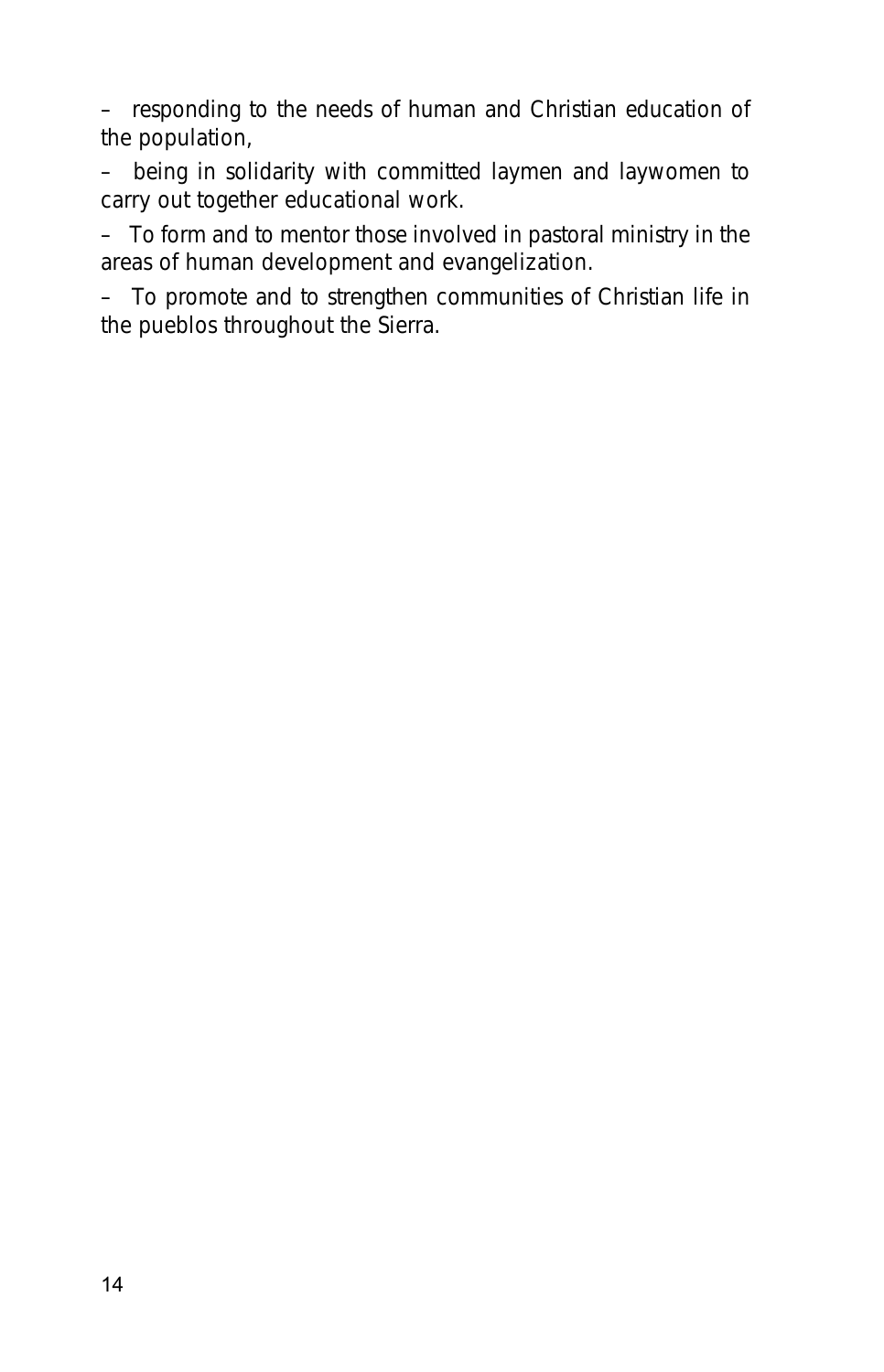– responding to the needs of human and Christian education of the population,

– being in solidarity with committed laymen and laywomen to carry out together educational work.

– To form and to mentor those involved in pastoral ministry in the areas of human development and evangelization.

– To promote and to strengthen communities of Christian life in the pueblos throughout the Sierra.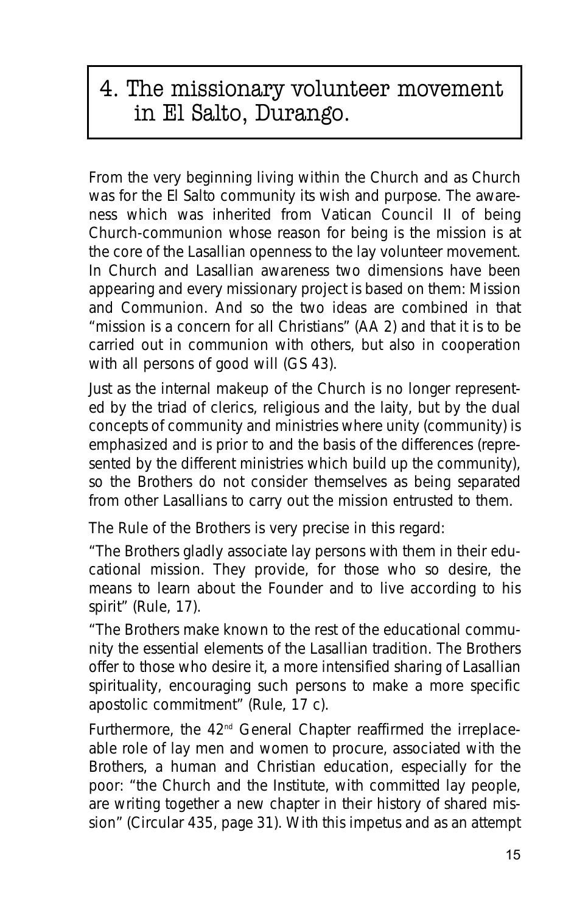# 4. The missionary volunteer movement in El Salto, Durango.

From the very beginning living within the Church and as Church was for the El Salto community its wish and purpose. The awareness which was inherited from Vatican Council II of being Church-communion whose reason for being is the mission is at the core of the Lasallian openness to the lay volunteer movement. In Church and Lasallian awareness two dimensions have been appearing and every missionary project is based on them: Mission and Communion. And so the two ideas are combined in that "mission is a concern for all Christians" (AA 2) and that it is to be carried out in communion with others, but also in cooperation with all persons of good will (GS 43).

Just as the internal makeup of the Church is no longer represented by the triad of clerics, religious and the laity, but by the dual concepts of community and ministries where unity (community) is emphasized and is prior to and the basis of the differences (represented by the different ministries which build up the community), so the Brothers do not consider themselves as being separated from other Lasallians to carry out the mission entrusted to them.

The Rule of the Brothers is very precise in this regard:

"The Brothers gladly associate lay persons with them in their educational mission. They provide, for those who so desire, the means to learn about the Founder and to live according to his spirit" (Rule, 17).

"The Brothers make known to the rest of the educational community the essential elements of the Lasallian tradition. The Brothers offer to those who desire it, a more intensified sharing of Lasallian spirituality, encouraging such persons to make a more specific apostolic commitment" (Rule, 17 c).

Furthermore, the 42nd General Chapter reaffirmed the irreplaceable role of lay men and women to procure, associated with the Brothers, a human and Christian education, especially for the poor: "the Church and the Institute, with committed lay people, are writing together a new chapter in their history of shared mission" (Circular 435, page 31). With this impetus and as an attempt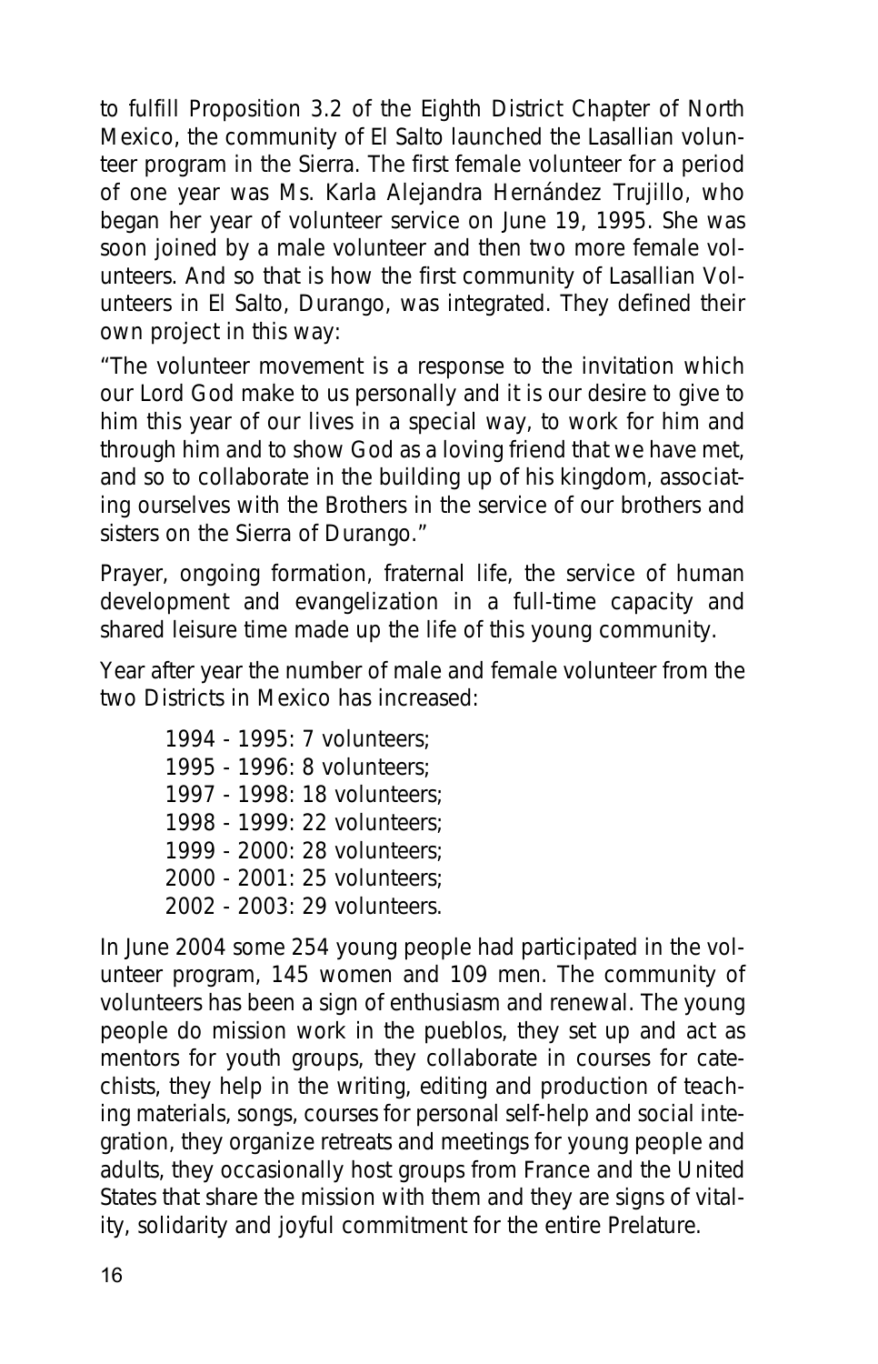to fulfill Proposition 3.2 of the Eighth District Chapter of North Mexico, the community of El Salto launched the Lasallian volunteer program in the Sierra. The first female volunteer for a period of one year was Ms. Karla Alejandra Hernández Trujillo, who began her year of volunteer service on June 19, 1995. She was soon joined by a male volunteer and then two more female volunteers. And so that is how the first community of Lasallian Volunteers in El Salto, Durango, was integrated. They defined their own project in this way:

"The volunteer movement is a response to the invitation which our Lord God make to us personally and it is our desire to give to him this year of our lives in a special way, to work for him and through him and to show God as a loving friend that we have met, and so to collaborate in the building up of his kingdom, associating ourselves with the Brothers in the service of our brothers and sisters on the Sierra of Durango."

Prayer, ongoing formation, fraternal life, the service of human development and evangelization in a full-time capacity and shared leisure time made up the life of this young community.

Year after year the number of male and female volunteer from the two Districts in Mexico has increased:

1994 - 1995: 7 volunteers;
1995 - 1996: 8 volunteers;
1997 - 1998: 18 volunteers;
1998 - 1999: 22 volunteers;
1999 - 2000: 28 volunteers;
2000 - 2001: 25 volunteers;
2002 - 2003: 29 volunteers.

In June 2004 some 254 young people had participated in the volunteer program, 145 women and 109 men. The community of volunteers has been a sign of enthusiasm and renewal. The young people do mission work in the pueblos, they set up and act as mentors for youth groups, they collaborate in courses for catechists, they help in the writing, editing and production of teaching materials, songs, courses for personal self-help and social integration, they organize retreats and meetings for young people and adults, they occasionally host groups from France and the United States that share the mission with them and they are signs of vitality, solidarity and joyful commitment for the entire Prelature.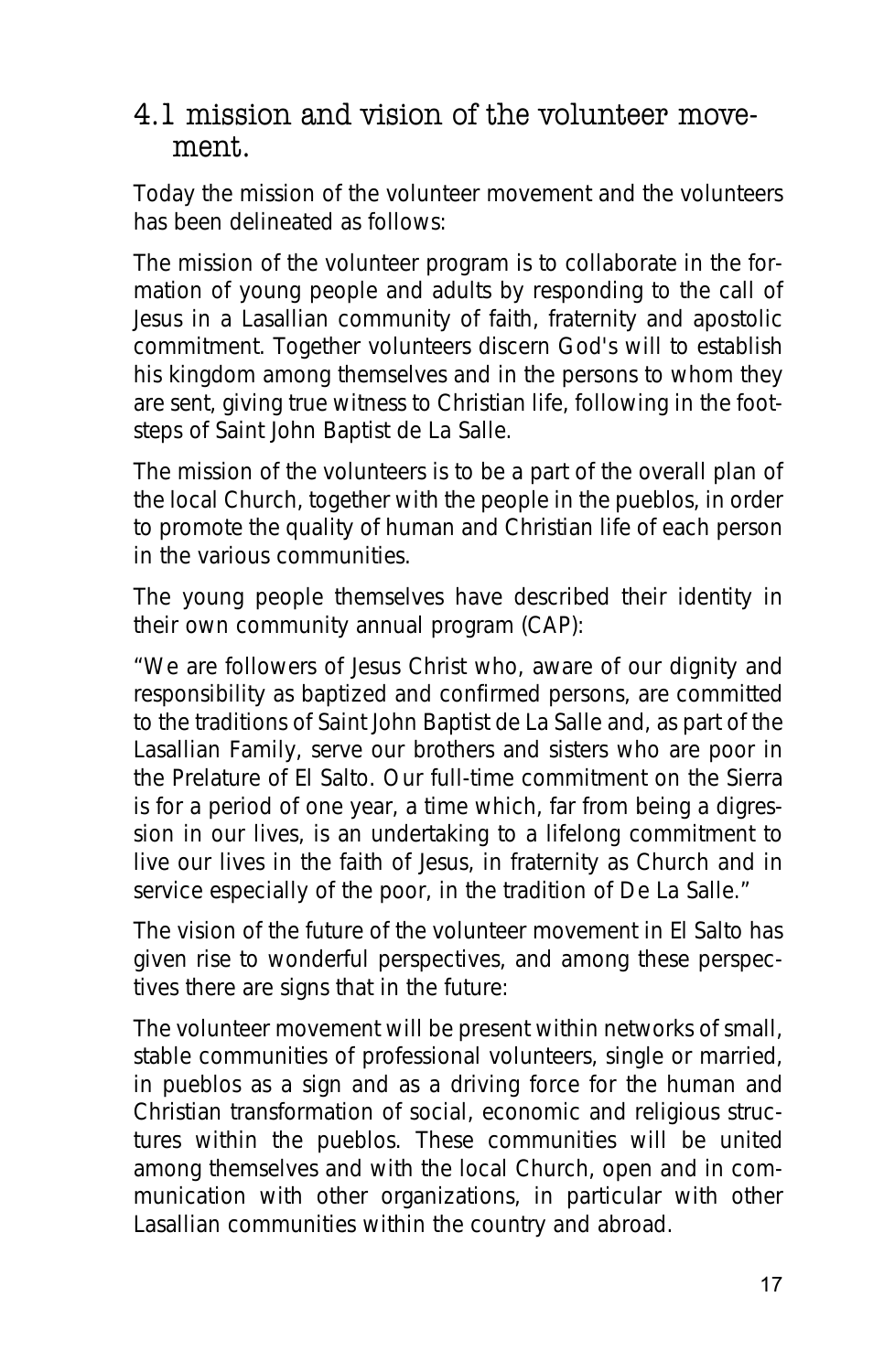## 4.1 mission and vision of the volunteer movement.

Today the mission of the volunteer movement and the volunteers has been delineated as follows:

The mission of the volunteer program is to collaborate in the formation of young people and adults by responding to the call of Jesus in a Lasallian community of faith, fraternity and apostolic commitment. Together volunteers discern God's will to establish his kingdom among themselves and in the persons to whom they are sent, giving true witness to Christian life, following in the footsteps of Saint John Baptist de La Salle.

The mission of the volunteers is to be a part of the overall plan of the local Church, together with the people in the pueblos, in order to promote the quality of human and Christian life of each person in the various communities.

The young people themselves have described their identity in their own community annual program (CAP):

"We are followers of Jesus Christ who, aware of our dignity and responsibility as baptized and confirmed persons, are committed to the traditions of Saint John Baptist de La Salle and, as part of the Lasallian Family, serve our brothers and sisters who are poor in the Prelature of El Salto. Our full-time commitment on the Sierra is for a period of one year, a time which, far from being a digression in our lives, is an undertaking to a lifelong commitment to live our lives in the faith of Jesus, in fraternity as Church and in service especially of the poor, in the tradition of De La Salle."

The vision of the future of the volunteer movement in El Salto has given rise to wonderful perspectives, and among these perspectives there are signs that in the future:

The volunteer movement will be present within networks of small, stable communities of professional volunteers, single or married, in pueblos as a sign and as a driving force for the human and Christian transformation of social, economic and religious structures within the pueblos. These communities will be united among themselves and with the local Church, open and in communication with other organizations, in particular with other Lasallian communities within the country and abroad.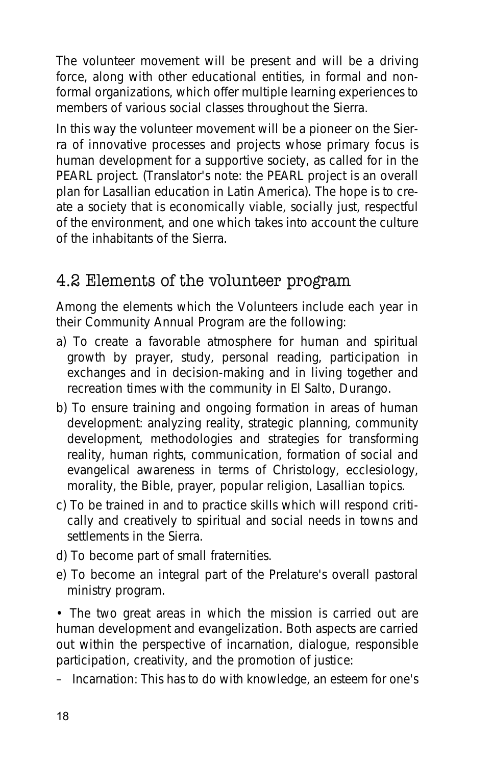The volunteer movement will be present and will be a driving force, along with other educational entities, in formal and non-formal organizations, which offer multiple learning experiences to members of various social classes throughout the Sierra.

In this way the volunteer movement will be a pioneer on the Sierra of innovative processes and projects whose primary focus is human development for a supportive society, as called for in the PEARL project. (Translator's note: the PEARL project is an overall plan for Lasallian education in Latin America). The hope is to create a society that is economically viable, socially just, respectful of the environment, and one which takes into account the culture of the inhabitants of the Sierra.

## 4.2 Elements of the volunteer program

Among the elements which the Volunteers include each year in their Community Annual Program are the following:

a) To create a favorable atmosphere for human and spiritual growth by prayer, study, personal reading, participation in exchanges and in decision-making and in living together and recreation times with the community in El Salto, Durango.

b) To ensure training and ongoing formation in areas of human development: analyzing reality, strategic planning, community development, methodologies and strategies for transforming reality, human rights, communication, formation of social and evangelical awareness in terms of Christology, ecclesiology, morality, the Bible, prayer, popular religion, Lasallian topics.

c) To be trained in and to practice skills which will respond critically and creatively to spiritual and social needs in towns and settlements in the Sierra.

d) To become part of small fraternities.

e) To become an integral part of the Prelature's overall pastoral ministry program.

• The two great areas in which the mission is carried out are human development and evangelization. Both aspects are carried out within the perspective of incarnation, dialogue, responsible participation, creativity, and the promotion of justice:

– Incarnation: This has to do with knowledge, an esteem for one's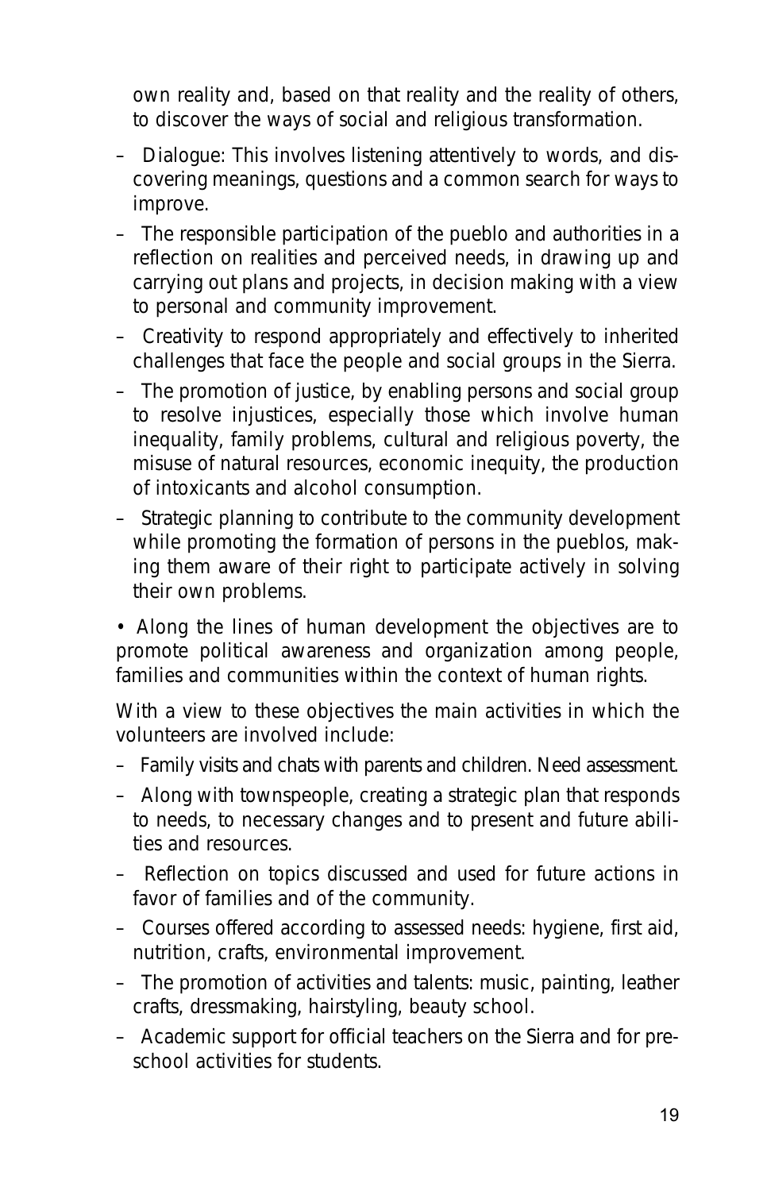own reality and, based on that reality and the reality of others, to discover the ways of social and religious transformation.

- Dialogue: This involves listening attentively to words, and discovering meanings, questions and a common search for ways to improve.
- The responsible participation of the pueblo and authorities in a reflection on realities and perceived needs, in drawing up and carrying out plans and projects, in decision making with a view to personal and community improvement.
- Creativity to respond appropriately and effectively to inherited challenges that face the people and social groups in the Sierra.
- The promotion of justice, by enabling persons and social group to resolve injustices, especially those which involve human inequality, family problems, cultural and religious poverty, the misuse of natural resources, economic inequity, the production of intoxicants and alcohol consumption.
- Strategic planning to contribute to the community development while promoting the formation of persons in the pueblos, making them aware of their right to participate actively in solving their own problems.

• Along the lines of human development the objectives are to promote political awareness and organization among people, families and communities within the context of human rights.

With a view to these objectives the main activities in which the volunteers are involved include:

- Family visits and chats with parents and children. Need assessment.
- Along with townspeople, creating a strategic plan that responds to needs, to necessary changes and to present and future abilities and resources.
- Reflection on topics discussed and used for future actions in favor of families and of the community.
- Courses offered according to assessed needs: hygiene, first aid, nutrition, crafts, environmental improvement.
- The promotion of activities and talents: music, painting, leather crafts, dressmaking, hairstyling, beauty school.
- Academic support for official teachers on the Sierra and for preschool activities for students.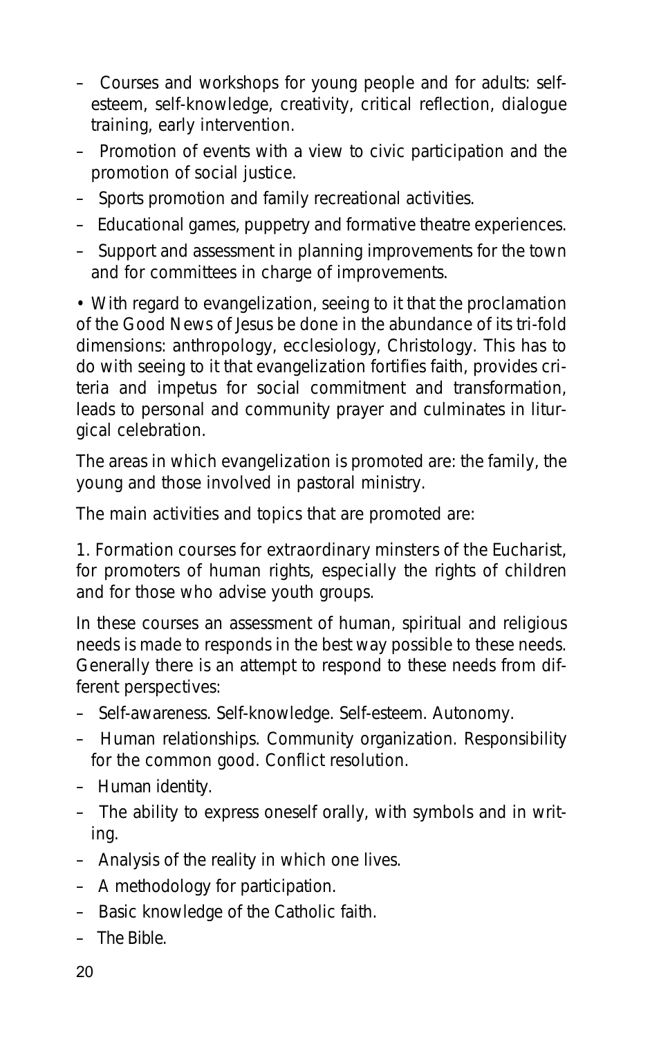- Courses and workshops for young people and for adults: self-esteem, self-knowledge, creativity, critical reflection, dialogue training, early intervention.
- Promotion of events with a view to civic participation and the promotion of social justice.
- Sports promotion and family recreational activities.
- Educational games, puppetry and formative theatre experiences.
- Support and assessment in planning improvements for the town and for committees in charge of improvements.

• With regard to evangelization, seeing to it that the proclamation of the Good News of Jesus be done in the abundance of its tri-fold dimensions: anthropology, ecclesiology, Christology. This has to do with seeing to it that evangelization fortifies faith, provides criteria and impetus for social commitment and transformation, leads to personal and community prayer and culminates in liturgical celebration.

The areas in which evangelization is promoted are: the family, the young and those involved in pastoral ministry.

The main activities and topics that are promoted are:

1. Formation courses for extraordinary minsters of the Eucharist, for promoters of human rights, especially the rights of children and for those who advise youth groups.

In these courses an assessment of human, spiritual and religious needs is made to responds in the best way possible to these needs. Generally there is an attempt to respond to these needs from different perspectives:

- Self-awareness. Self-knowledge. Self-esteem. Autonomy.
- Human relationships. Community organization. Responsibility for the common good. Conflict resolution.
- Human identity.
- The ability to express oneself orally, with symbols and in writing.
- Analysis of the reality in which one lives.
- A methodology for participation.
- Basic knowledge of the Catholic faith.
- The Bible.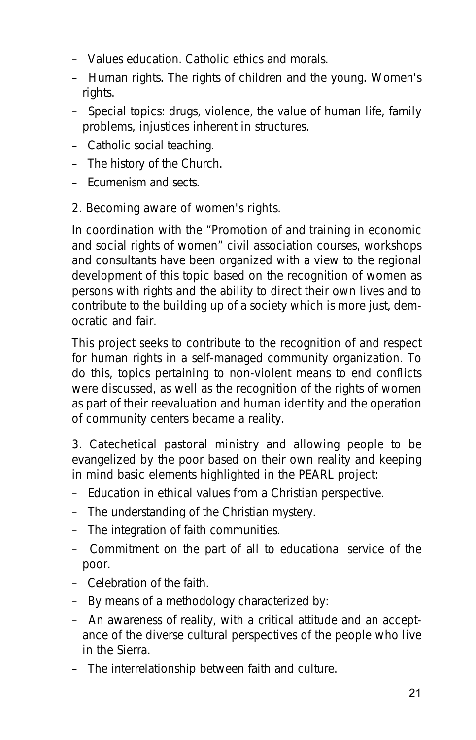- Values education. Catholic ethics and morals.
- Human rights. The rights of children and the young. Women's rights.
- Special topics: drugs, violence, the value of human life, family problems, injustices inherent in structures.
- Catholic social teaching.
- The history of the Church.
- Ecumenism and sects.

2. Becoming aware of women's rights.

In coordination with the "Promotion of and training in economic and social rights of women" civil association courses, workshops and consultants have been organized with a view to the regional development of this topic based on the recognition of women as persons with rights and the ability to direct their own lives and to contribute to the building up of a society which is more just, democratic and fair.

This project seeks to contribute to the recognition of and respect for human rights in a self-managed community organization. To do this, topics pertaining to non-violent means to end conflicts were discussed, as well as the recognition of the rights of women as part of their reevaluation and human identity and the operation of community centers became a reality.

3. Catechetical pastoral ministry and allowing people to be evangelized by the poor based on their own reality and keeping in mind basic elements highlighted in the PEARL project:

- Education in ethical values from a Christian perspective.
- The understanding of the Christian mystery.
- The integration of faith communities.
- Commitment on the part of all to educational service of the poor.
- Celebration of the faith.
- By means of a methodology characterized by:
- An awareness of reality, with a critical attitude and an acceptance of the diverse cultural perspectives of the people who live in the Sierra.
- The interrelationship between faith and culture.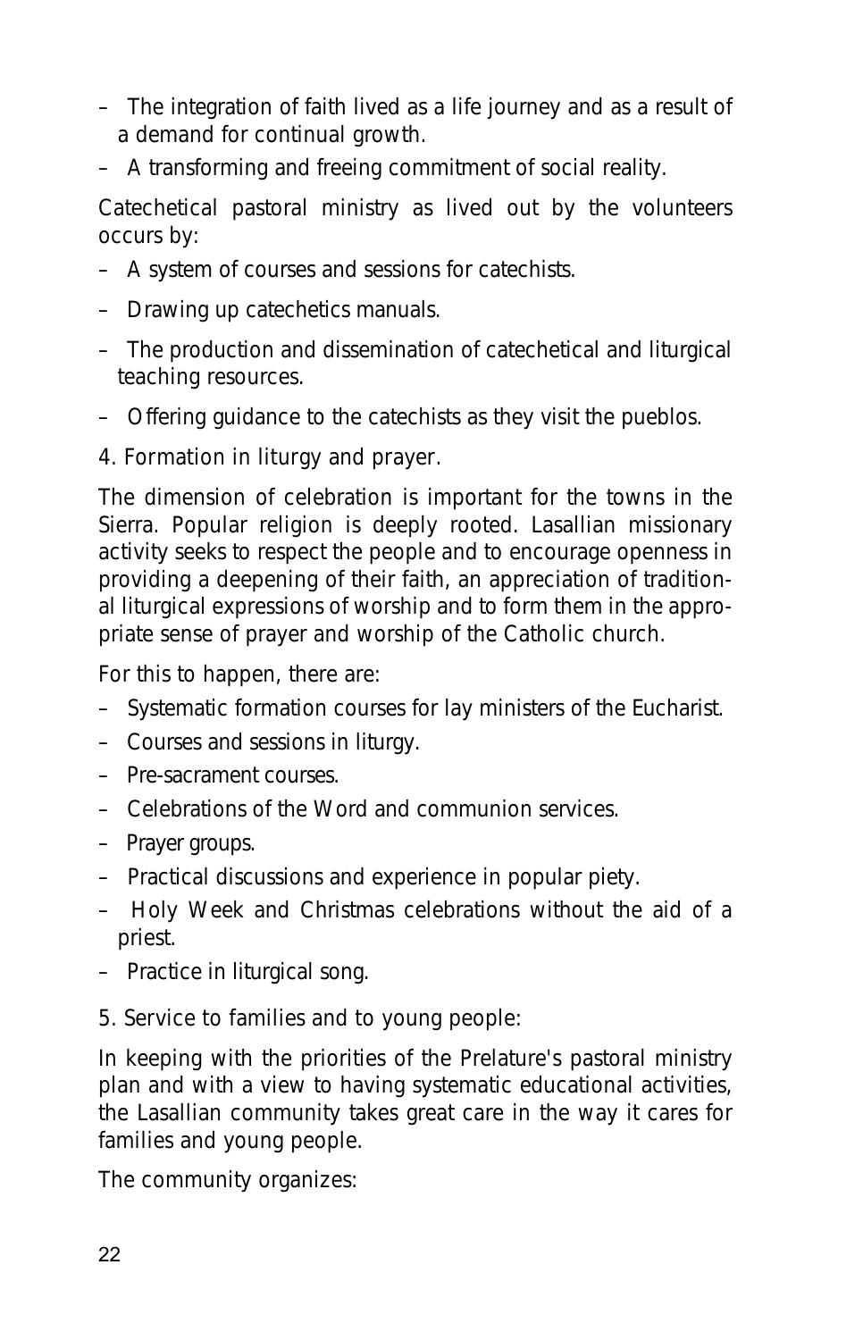- The integration of faith lived as a life journey and as a result of a demand for continual growth.
- A transforming and freeing commitment of social reality.

Catechetical pastoral ministry as lived out by the volunteers occurs by:

- A system of courses and sessions for catechists.
- Drawing up catechetics manuals.
- The production and dissemination of catechetical and liturgical teaching resources.
- Offering guidance to the catechists as they visit the pueblos.

4. Formation in liturgy and prayer.

The dimension of celebration is important for the towns in the Sierra. Popular religion is deeply rooted. Lasallian missionary activity seeks to respect the people and to encourage openness in providing a deepening of their faith, an appreciation of traditional liturgical expressions of worship and to form them in the appropriate sense of prayer and worship of the Catholic church.

For this to happen, there are:

- Systematic formation courses for lay ministers of the Eucharist.
- Courses and sessions in liturgy.
- Pre-sacrament courses.
- Celebrations of the Word and communion services.
- Prayer groups.
- Practical discussions and experience in popular piety.
- Holy Week and Christmas celebrations without the aid of a priest.
- Practice in liturgical song.

5. Service to families and to young people:

In keeping with the priorities of the Prelature's pastoral ministry plan and with a view to having systematic educational activities, the Lasallian community takes great care in the way it cares for families and young people.

The community organizes: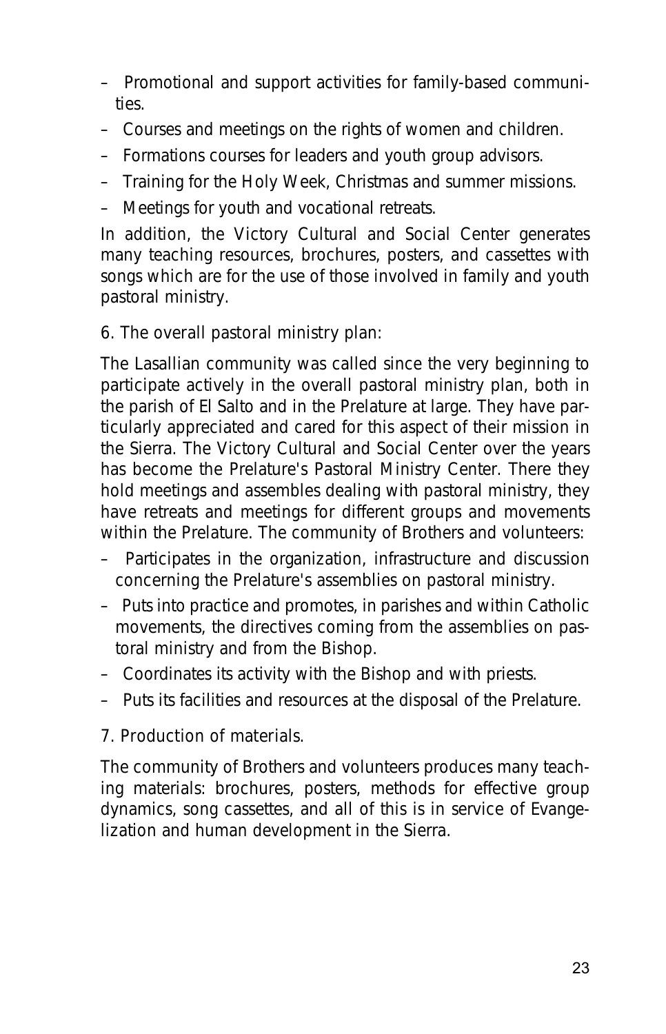- Promotional and support activities for family-based communities.
- Courses and meetings on the rights of women and children.
- Formations courses for leaders and youth group advisors.
- Training for the Holy Week, Christmas and summer missions.
- Meetings for youth and vocational retreats.

In addition, the Victory Cultural and Social Center generates many teaching resources, brochures, posters, and cassettes with songs which are for the use of those involved in family and youth pastoral ministry.

6. The overall pastoral ministry plan:

The Lasallian community was called since the very beginning to participate actively in the overall pastoral ministry plan, both in the parish of El Salto and in the Prelature at large. They have particularly appreciated and cared for this aspect of their mission in the Sierra. The Victory Cultural and Social Center over the years has become the Prelature's Pastoral Ministry Center. There they hold meetings and assembles dealing with pastoral ministry, they have retreats and meetings for different groups and movements within the Prelature. The community of Brothers and volunteers:

- Participates in the organization, infrastructure and discussion concerning the Prelature's assemblies on pastoral ministry.
- Puts into practice and promotes, in parishes and within Catholic movements, the directives coming from the assemblies on pastoral ministry and from the Bishop.
- Coordinates its activity with the Bishop and with priests.
- Puts its facilities and resources at the disposal of the Prelature.

7. Production of materials.

The community of Brothers and volunteers produces many teaching materials: brochures, posters, methods for effective group dynamics, song cassettes, and all of this is in service of Evangelization and human development in the Sierra.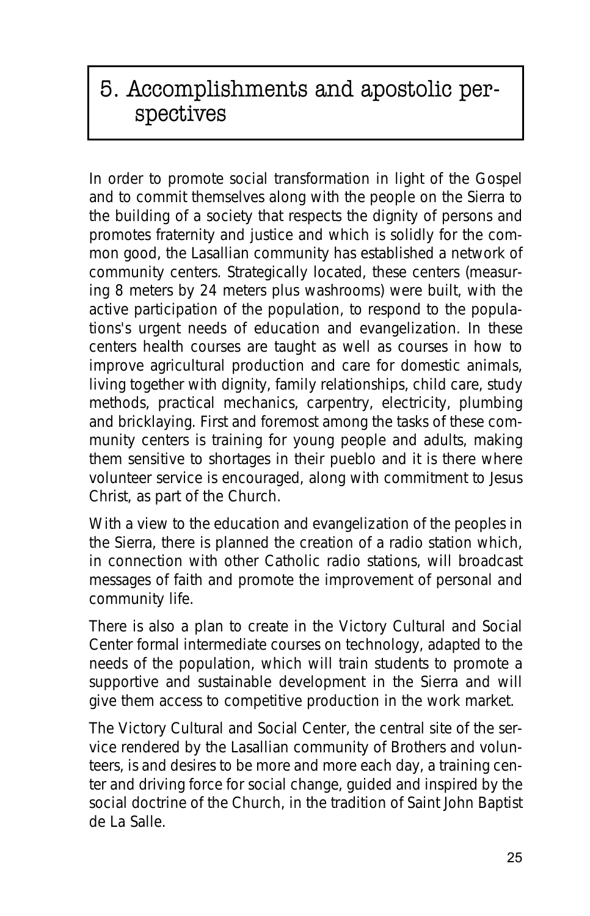## 5. Accomplishments and apostolic perspectives

In order to promote social transformation in light of the Gospel and to commit themselves along with the people on the Sierra to the building of a society that respects the dignity of persons and promotes fraternity and justice and which is solidly for the common good, the Lasallian community has established a network of community centers. Strategically located, these centers (measuring 8 meters by 24 meters plus washrooms) were built, with the active participation of the population, to respond to the populations's urgent needs of education and evangelization. In these centers health courses are taught as well as courses in how to improve agricultural production and care for domestic animals, living together with dignity, family relationships, child care, study methods, practical mechanics, carpentry, electricity, plumbing and bricklaying. First and foremost among the tasks of these community centers is training for young people and adults, making them sensitive to shortages in their pueblo and it is there where volunteer service is encouraged, along with commitment to Jesus Christ, as part of the Church.

With a view to the education and evangelization of the peoples in the Sierra, there is planned the creation of a radio station which, in connection with other Catholic radio stations, will broadcast messages of faith and promote the improvement of personal and community life.

There is also a plan to create in the Victory Cultural and Social Center formal intermediate courses on technology, adapted to the needs of the population, which will train students to promote a supportive and sustainable development in the Sierra and will give them access to competitive production in the work market.

The Victory Cultural and Social Center, the central site of the service rendered by the Lasallian community of Brothers and volunteers, is and desires to be more and more each day, a training center and driving force for social change, guided and inspired by the social doctrine of the Church, in the tradition of Saint John Baptist de La Salle.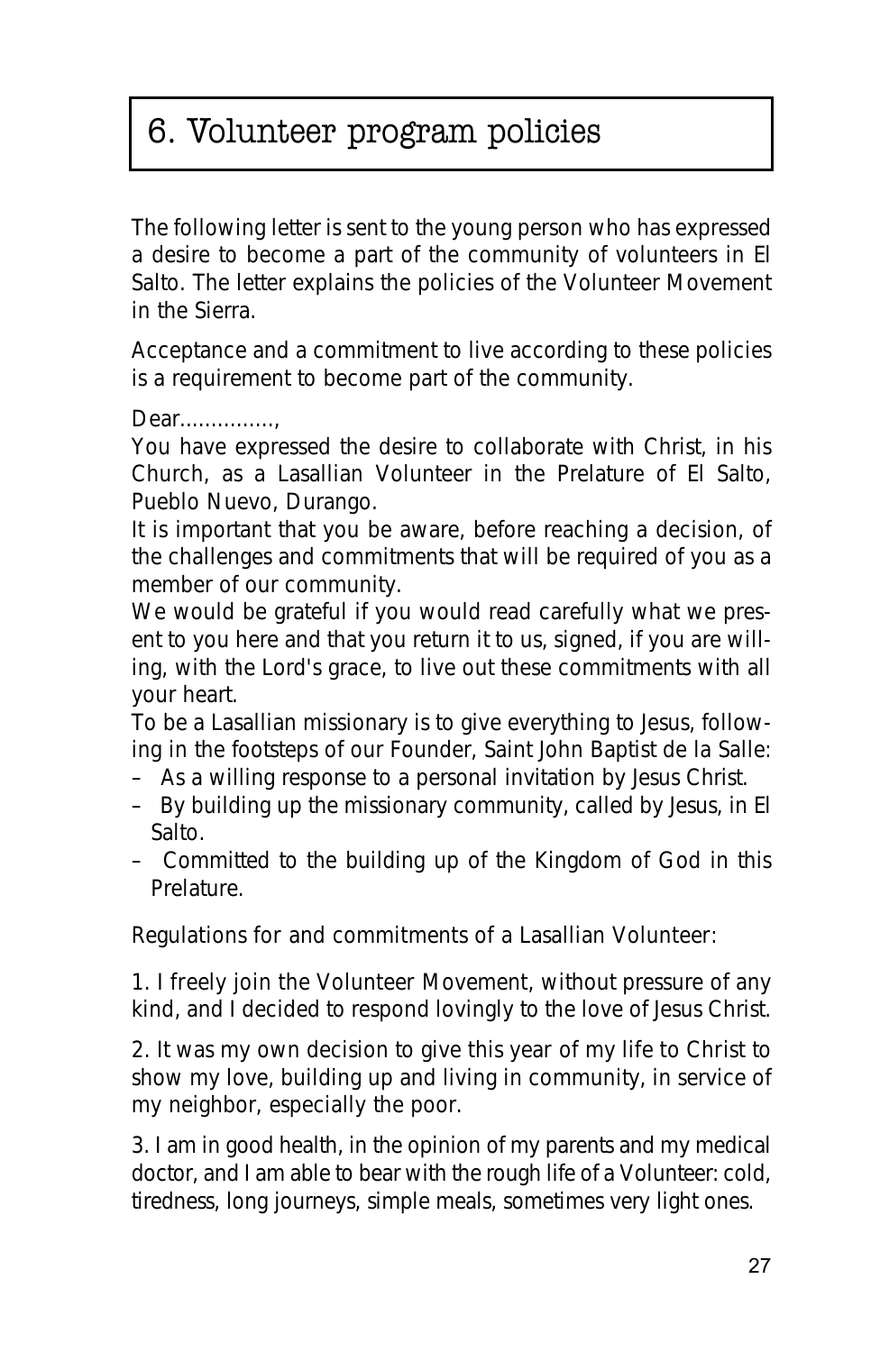# 6. Volunteer program policies

The following letter is sent to the young person who has expressed a desire to become a part of the community of volunteers in El Salto. The letter explains the policies of the Volunteer Movement in the Sierra.

Acceptance and a commitment to live according to these policies is a requirement to become part of the community.

Dear...............,
You have expressed the desire to collaborate with Christ, in his Church, as a Lasallian Volunteer in the Prelature of El Salto, Pueblo Nuevo, Durango.
It is important that you be aware, before reaching a decision, of the challenges and commitments that will be required of you as a member of our community.
We would be grateful if you would read carefully what we present to you here and that you return it to us, signed, if you are willing, with the Lord's grace, to live out these commitments with all your heart.
To be a Lasallian missionary is to give everything to Jesus, following in the footsteps of our Founder, Saint John Baptist de la Salle:

– As a willing response to a personal invitation by Jesus Christ.
– By building up the missionary community, called by Jesus, in El Salto.
– Committed to the building up of the Kingdom of God in this Prelature.

Regulations for and commitments of a Lasallian Volunteer:

1. I freely join the Volunteer Movement, without pressure of any kind, and I decided to respond lovingly to the love of Jesus Christ.

2. It was my own decision to give this year of my life to Christ to show my love, building up and living in community, in service of my neighbor, especially the poor.

3. I am in good health, in the opinion of my parents and my medical doctor, and I am able to bear with the rough life of a Volunteer: cold, tiredness, long journeys, simple meals, sometimes very light ones.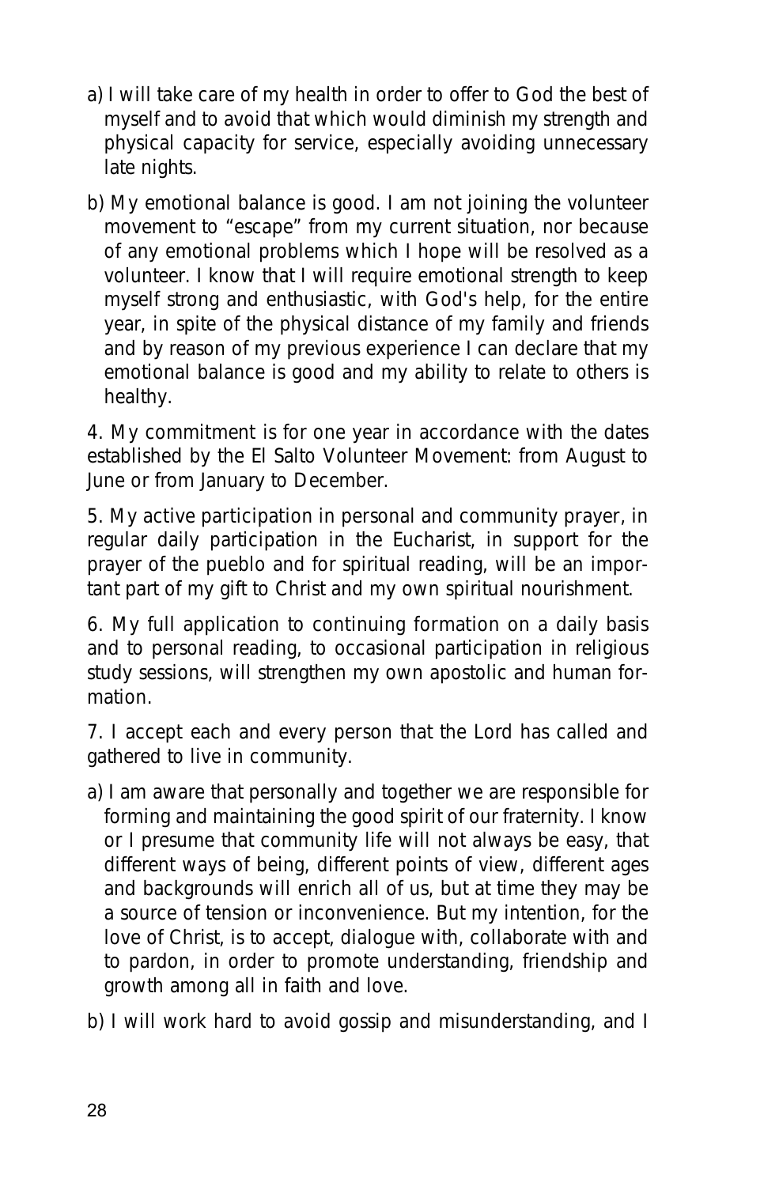a) I will take care of my health in order to offer to God the best of myself and to avoid that which would diminish my strength and physical capacity for service, especially avoiding unnecessary late nights.

b) My emotional balance is good. I am not joining the volunteer movement to "escape" from my current situation, nor because of any emotional problems which I hope will be resolved as a volunteer. I know that I will require emotional strength to keep myself strong and enthusiastic, with God's help, for the entire year, in spite of the physical distance of my family and friends and by reason of my previous experience I can declare that my emotional balance is good and my ability to relate to others is healthy.

4. My commitment is for one year in accordance with the dates established by the El Salto Volunteer Movement: from August to June or from January to December.

5. My active participation in personal and community prayer, in regular daily participation in the Eucharist, in support for the prayer of the pueblo and for spiritual reading, will be an important part of my gift to Christ and my own spiritual nourishment.

6. My full application to continuing formation on a daily basis and to personal reading, to occasional participation in religious study sessions, will strengthen my own apostolic and human formation.

7. I accept each and every person that the Lord has called and gathered to live in community.

a) I am aware that personally and together we are responsible for forming and maintaining the good spirit of our fraternity. I know or I presume that community life will not always be easy, that different ways of being, different points of view, different ages and backgrounds will enrich all of us, but at time they may be a source of tension or inconvenience. But my intention, for the love of Christ, is to accept, dialogue with, collaborate with and to pardon, in order to promote understanding, friendship and growth among all in faith and love.

b) I will work hard to avoid gossip and misunderstanding, and I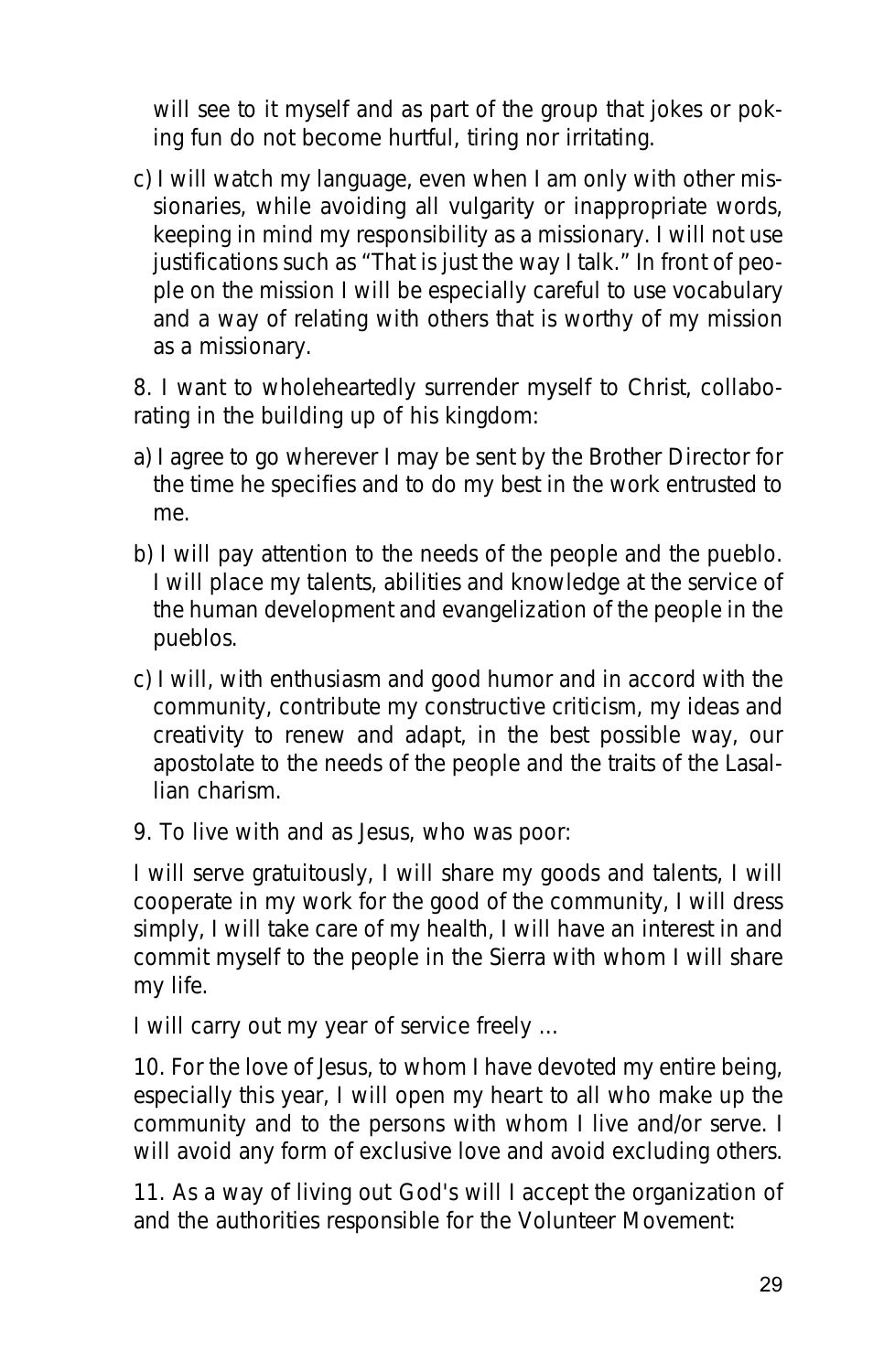will see to it myself and as part of the group that jokes or poking fun do not become hurtful, tiring nor irritating.

c) I will watch my language, even when I am only with other missionaries, while avoiding all vulgarity or inappropriate words, keeping in mind my responsibility as a missionary. I will not use justifications such as "That is just the way I talk." In front of people on the mission I will be especially careful to use vocabulary and a way of relating with others that is worthy of my mission as a missionary.

8. I want to wholeheartedly surrender myself to Christ, collaborating in the building up of his kingdom:

a) I agree to go wherever I may be sent by the Brother Director for the time he specifies and to do my best in the work entrusted to me.

b) I will pay attention to the needs of the people and the pueblo. I will place my talents, abilities and knowledge at the service of the human development and evangelization of the people in the pueblos.

c) I will, with enthusiasm and good humor and in accord with the community, contribute my constructive criticism, my ideas and creativity to renew and adapt, in the best possible way, our apostolate to the needs of the people and the traits of the Lasallian charism.

9. To live with and as Jesus, who was poor:

I will serve gratuitously, I will share my goods and talents, I will cooperate in my work for the good of the community, I will dress simply, I will take care of my health, I will have an interest in and commit myself to the people in the Sierra with whom I will share my life.

I will carry out my year of service freely …

10. For the love of Jesus, to whom I have devoted my entire being, especially this year, I will open my heart to all who make up the community and to the persons with whom I live and/or serve. I will avoid any form of exclusive love and avoid excluding others.

11. As a way of living out God's will I accept the organization of and the authorities responsible for the Volunteer Movement: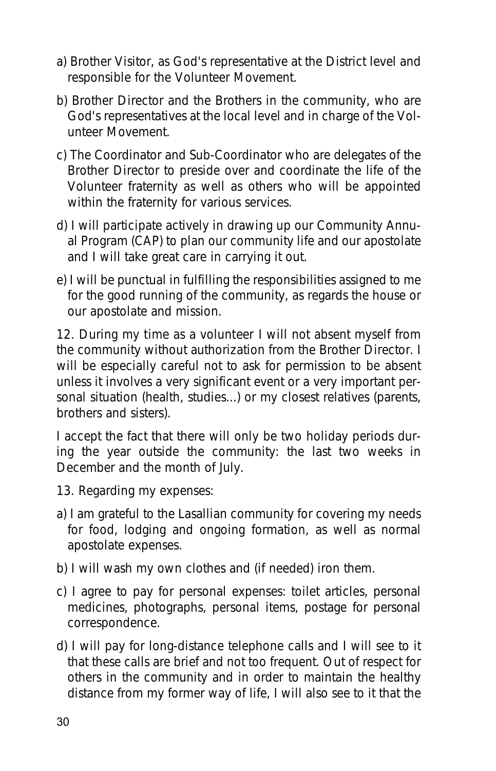a) Brother Visitor, as God's representative at the District level and responsible for the Volunteer Movement.

b) Brother Director and the Brothers in the community, who are God's representatives at the local level and in charge of the Volunteer Movement.

c) The Coordinator and Sub-Coordinator who are delegates of the Brother Director to preside over and coordinate the life of the Volunteer fraternity as well as others who will be appointed within the fraternity for various services.

d) I will participate actively in drawing up our Community Annual Program (CAP) to plan our community life and our apostolate and I will take great care in carrying it out.

e) I will be punctual in fulfilling the responsibilities assigned to me for the good running of the community, as regards the house or our apostolate and mission.

12. During my time as a volunteer I will not absent myself from the community without authorization from the Brother Director. I will be especially careful not to ask for permission to be absent unless it involves a very significant event or a very important personal situation (health, studies...) or my closest relatives (parents, brothers and sisters).

I accept the fact that there will only be two holiday periods during the year outside the community: the last two weeks in December and the month of July.

13. Regarding my expenses:

a) I am grateful to the Lasallian community for covering my needs for food, lodging and ongoing formation, as well as normal apostolate expenses.

b) I will wash my own clothes and (if needed) iron them.

c) I agree to pay for personal expenses: toilet articles, personal medicines, photographs, personal items, postage for personal correspondence.

d) I will pay for long-distance telephone calls and I will see to it that these calls are brief and not too frequent. Out of respect for others in the community and in order to maintain the healthy distance from my former way of life, I will also see to it that the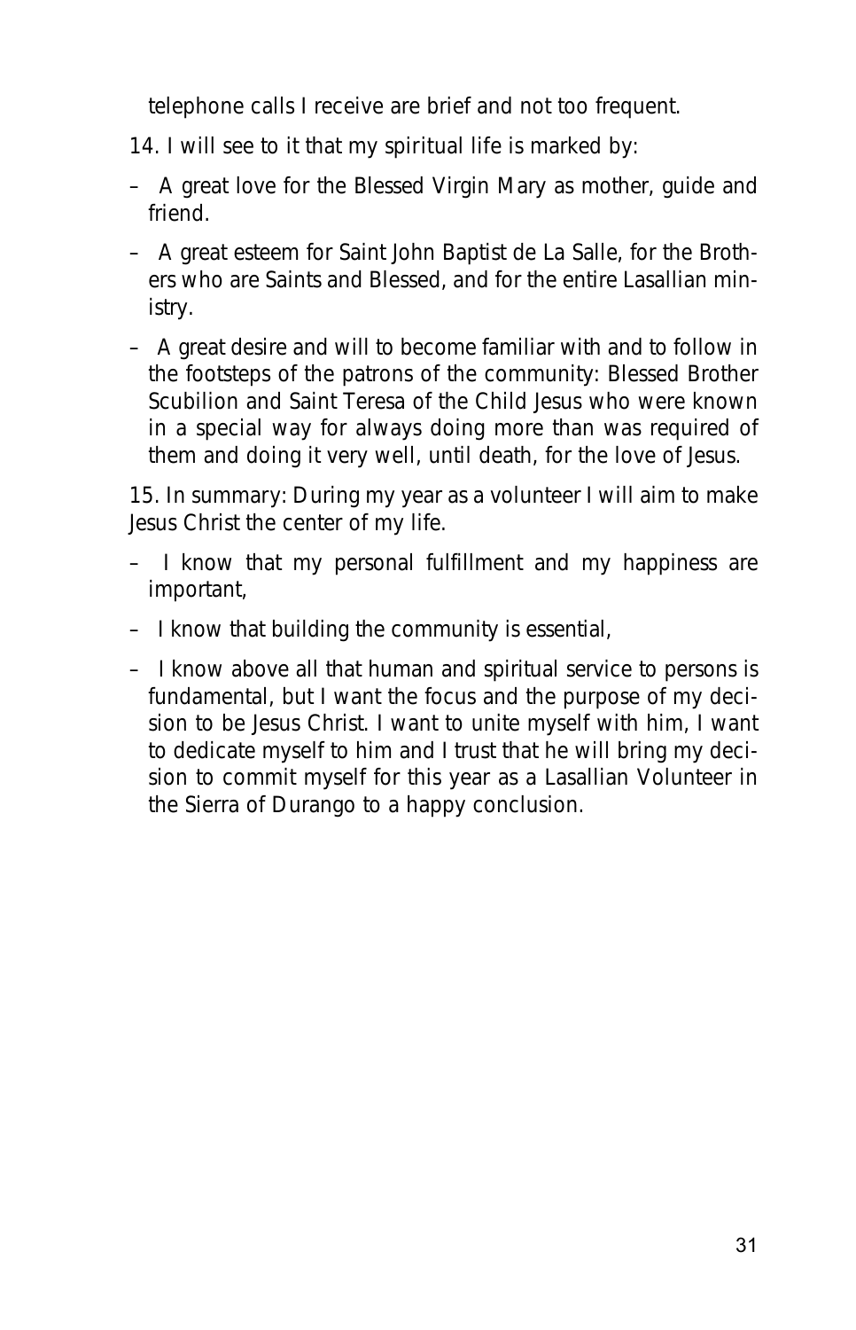telephone calls I receive are brief and not too frequent.

14. I will see to it that my spiritual life is marked by:

- A great love for the Blessed Virgin Mary as mother, guide and friend.
- A great esteem for Saint John Baptist de La Salle, for the Brothers who are Saints and Blessed, and for the entire Lasallian ministry.
- A great desire and will to become familiar with and to follow in the footsteps of the patrons of the community: Blessed Brother Scubilion and Saint Teresa of the Child Jesus who were known in a special way for always doing more than was required of them and doing it very well, until death, for the love of Jesus.

15. In summary: During my year as a volunteer I will aim to make Jesus Christ the center of my life.

- I know that my personal fulfillment and my happiness are important,
- I know that building the community is essential,
- I know above all that human and spiritual service to persons is fundamental, but I want the focus and the purpose of my decision to be Jesus Christ. I want to unite myself with him, I want to dedicate myself to him and I trust that he will bring my decision to commit myself for this year as a Lasallian Volunteer in the Sierra of Durango to a happy conclusion.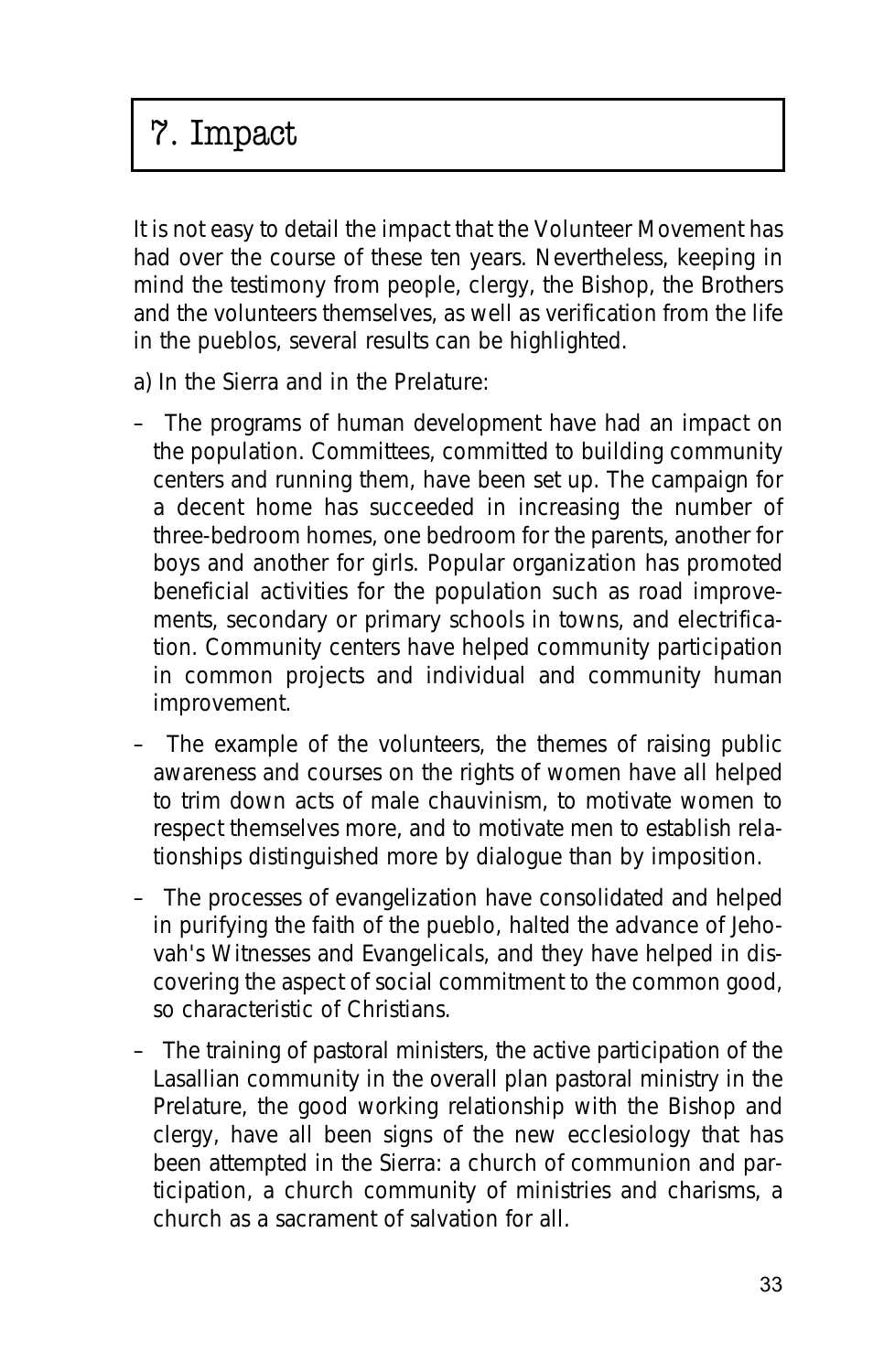# 7. Impact

It is not easy to detail the impact that the Volunteer Movement has had over the course of these ten years. Nevertheless, keeping in mind the testimony from people, clergy, the Bishop, the Brothers and the volunteers themselves, as well as verification from the life in the pueblos, several results can be highlighted.

a) In the Sierra and in the Prelature:

- The programs of human development have had an impact on the population. Committees, committed to building community centers and running them, have been set up. The campaign for a decent home has succeeded in increasing the number of three-bedroom homes, one bedroom for the parents, another for boys and another for girls. Popular organization has promoted beneficial activities for the population such as road improvements, secondary or primary schools in towns, and electrification. Community centers have helped community participation in common projects and individual and community human improvement.
- The example of the volunteers, the themes of raising public awareness and courses on the rights of women have all helped to trim down acts of male chauvinism, to motivate women to respect themselves more, and to motivate men to establish relationships distinguished more by dialogue than by imposition.
- The processes of evangelization have consolidated and helped in purifying the faith of the pueblo, halted the advance of Jehovah's Witnesses and Evangelicals, and they have helped in discovering the aspect of social commitment to the common good, so characteristic of Christians.
- The training of pastoral ministers, the active participation of the Lasallian community in the overall plan pastoral ministry in the Prelature, the good working relationship with the Bishop and clergy, have all been signs of the new ecclesiology that has been attempted in the Sierra: a church of communion and participation, a church community of ministries and charisms, a church as a sacrament of salvation for all.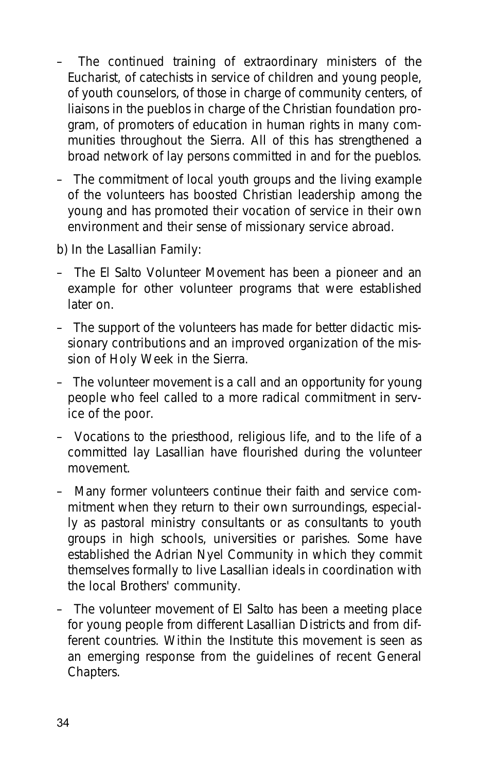– The continued training of extraordinary ministers of the Eucharist, of catechists in service of children and young people, of youth counselors, of those in charge of community centers, of liaisons in the pueblos in charge of the Christian foundation program, of promoters of education in human rights in many communities throughout the Sierra. All of this has strengthened a broad network of lay persons committed in and for the pueblos.

– The commitment of local youth groups and the living example of the volunteers has boosted Christian leadership among the young and has promoted their vocation of service in their own environment and their sense of missionary service abroad.

b) In the Lasallian Family:

– The El Salto Volunteer Movement has been a pioneer and an example for other volunteer programs that were established later on.

– The support of the volunteers has made for better didactic missionary contributions and an improved organization of the mission of Holy Week in the Sierra.

– The volunteer movement is a call and an opportunity for young people who feel called to a more radical commitment in service of the poor.

– Vocations to the priesthood, religious life, and to the life of a committed lay Lasallian have flourished during the volunteer movement.

– Many former volunteers continue their faith and service commitment when they return to their own surroundings, especially as pastoral ministry consultants or as consultants to youth groups in high schools, universities or parishes. Some have established the Adrian Nyel Community in which they commit themselves formally to live Lasallian ideals in coordination with the local Brothers' community.

– The volunteer movement of El Salto has been a meeting place for young people from different Lasallian Districts and from different countries. Within the Institute this movement is seen as an emerging response from the guidelines of recent General Chapters.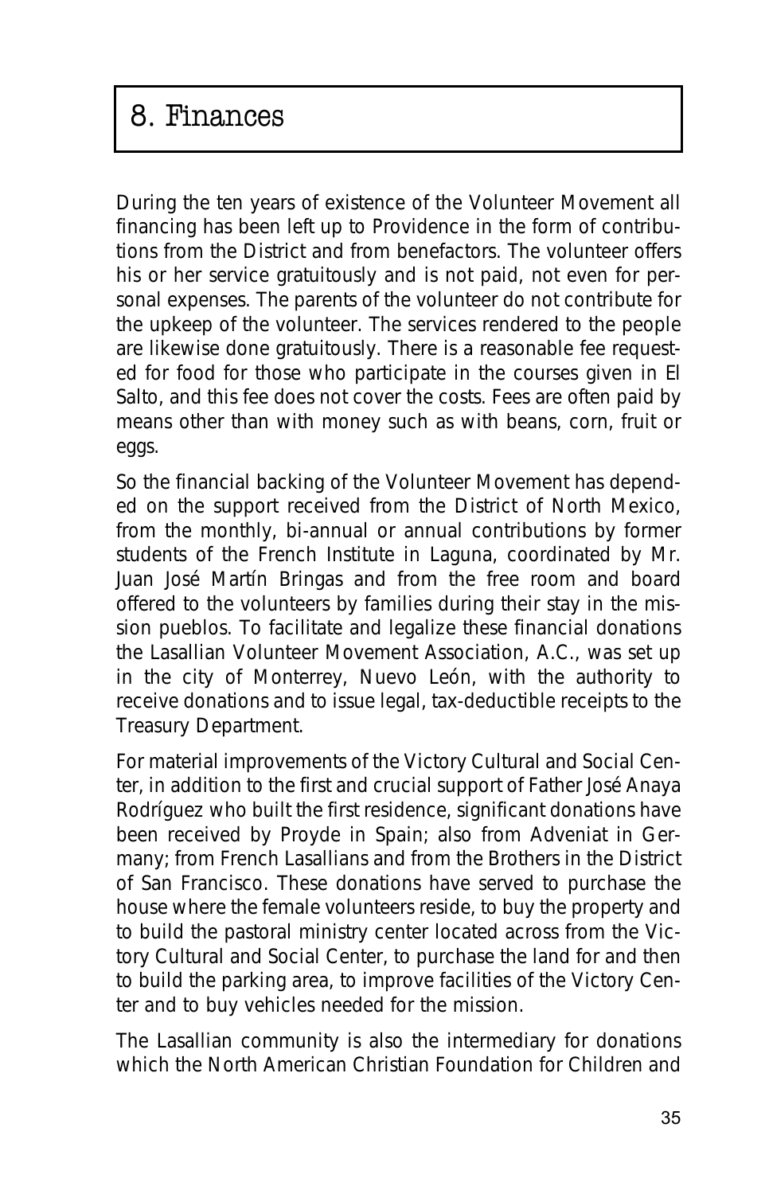# 8. Finances

During the ten years of existence of the Volunteer Movement all financing has been left up to Providence in the form of contributions from the District and from benefactors. The volunteer offers his or her service gratuitously and is not paid, not even for personal expenses. The parents of the volunteer do not contribute for the upkeep of the volunteer. The services rendered to the people are likewise done gratuitously. There is a reasonable fee requested for food for those who participate in the courses given in El Salto, and this fee does not cover the costs. Fees are often paid by means other than with money such as with beans, corn, fruit or eggs.

So the financial backing of the Volunteer Movement has depended on the support received from the District of North Mexico, from the monthly, bi-annual or annual contributions by former students of the French Institute in Laguna, coordinated by Mr. Juan José Martín Bringas and from the free room and board offered to the volunteers by families during their stay in the mission pueblos. To facilitate and legalize these financial donations the Lasallian Volunteer Movement Association, A.C., was set up in the city of Monterrey, Nuevo León, with the authority to receive donations and to issue legal, tax-deductible receipts to the Treasury Department.

For material improvements of the Victory Cultural and Social Center, in addition to the first and crucial support of Father José Anaya Rodríguez who built the first residence, significant donations have been received by Proyde in Spain; also from Adveniat in Germany; from French Lasallians and from the Brothers in the District of San Francisco. These donations have served to purchase the house where the female volunteers reside, to buy the property and to build the pastoral ministry center located across from the Victory Cultural and Social Center, to purchase the land for and then to build the parking area, to improve facilities of the Victory Center and to buy vehicles needed for the mission.

The Lasallian community is also the intermediary for donations which the North American Christian Foundation for Children and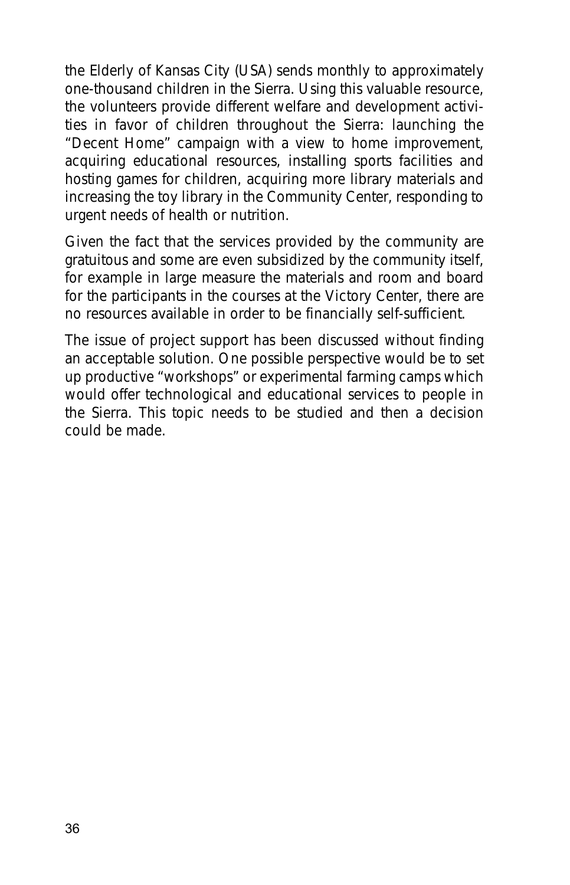the Elderly of Kansas City (USA) sends monthly to approximately one-thousand children in the Sierra. Using this valuable resource, the volunteers provide different welfare and development activities in favor of children throughout the Sierra: launching the "Decent Home" campaign with a view to home improvement, acquiring educational resources, installing sports facilities and hosting games for children, acquiring more library materials and increasing the toy library in the Community Center, responding to urgent needs of health or nutrition.

Given the fact that the services provided by the community are gratuitous and some are even subsidized by the community itself, for example in large measure the materials and room and board for the participants in the courses at the Victory Center, there are no resources available in order to be financially self-sufficient.

The issue of project support has been discussed without finding an acceptable solution. One possible perspective would be to set up productive "workshops" or experimental farming camps which would offer technological and educational services to people in the Sierra. This topic needs to be studied and then a decision could be made.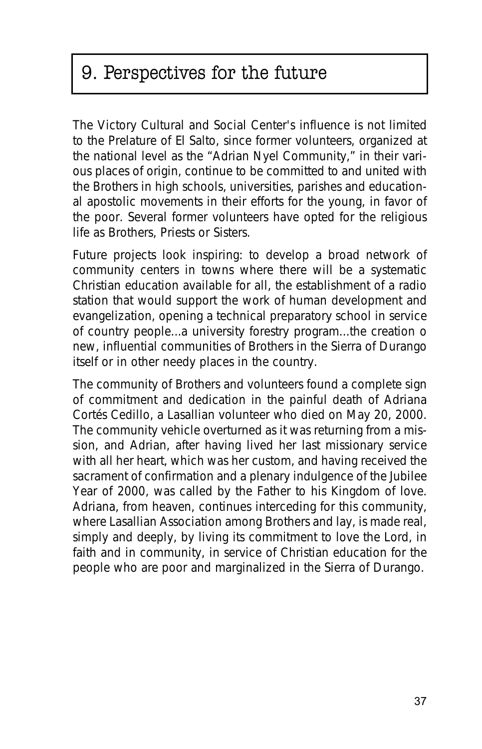# 9. Perspectives for the future

The Victory Cultural and Social Center's influence is not limited to the Prelature of El Salto, since former volunteers, organized at the national level as the "Adrian Nyel Community," in their various places of origin, continue to be committed to and united with the Brothers in high schools, universities, parishes and educational apostolic movements in their efforts for the young, in favor of the poor. Several former volunteers have opted for the religious life as Brothers, Priests or Sisters.

Future projects look inspiring: to develop a broad network of community centers in towns where there will be a systematic Christian education available for all, the establishment of a radio station that would support the work of human development and evangelization, opening a technical preparatory school in service of country people...a university forestry program...the creation o new, influential communities of Brothers in the Sierra of Durango itself or in other needy places in the country.

The community of Brothers and volunteers found a complete sign of commitment and dedication in the painful death of Adriana Cortés Cedillo, a Lasallian volunteer who died on May 20, 2000. The community vehicle overturned as it was returning from a mission, and Adrian, after having lived her last missionary service with all her heart, which was her custom, and having received the sacrament of confirmation and a plenary indulgence of the Jubilee Year of 2000, was called by the Father to his Kingdom of love. Adriana, from heaven, continues interceding for this community, where Lasallian Association among Brothers and lay, is made real, simply and deeply, by living its commitment to love the Lord, in faith and in community, in service of Christian education for the people who are poor and marginalized in the Sierra of Durango.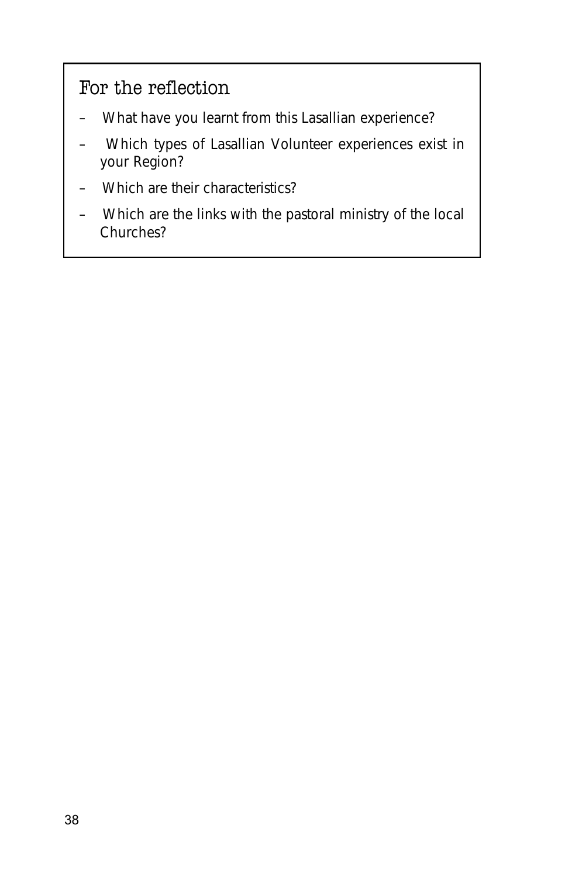### For the reflection

- What have you learnt from this Lasallian experience?
- Which types of Lasallian Volunteer experiences exist in your Region?
- Which are their characteristics?
- Which are the links with the pastoral ministry of the local Churches?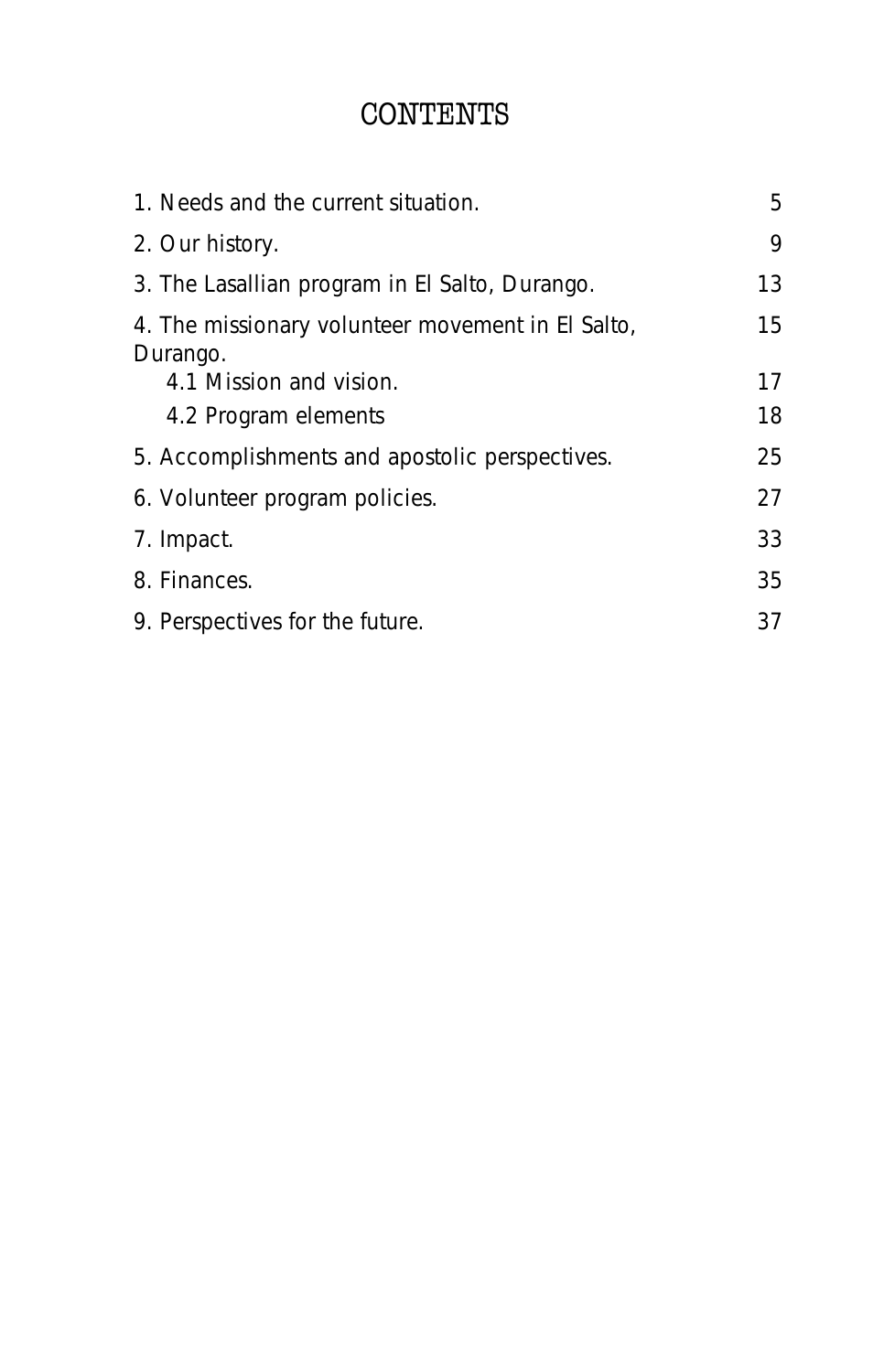# CONTENTS

| | |
|---|---|
| 1. Needs and the current situation. | 5 |
| 2. Our history. | 9 |
| 3. The Lasallian program in El Salto, Durango. | 13 |
| 4. The missionary volunteer movement in El Salto, Durango. | 15 |
| 4.1 Mission and vision. | 17 |
| 4.2 Program elements | 18 |
| 5. Accomplishments and apostolic perspectives. | 25 |
| 6. Volunteer program policies. | 27 |
| 7. Impact. | 33 |
| 8. Finances. | 35 |
| 9. Perspectives for the future. | 37 |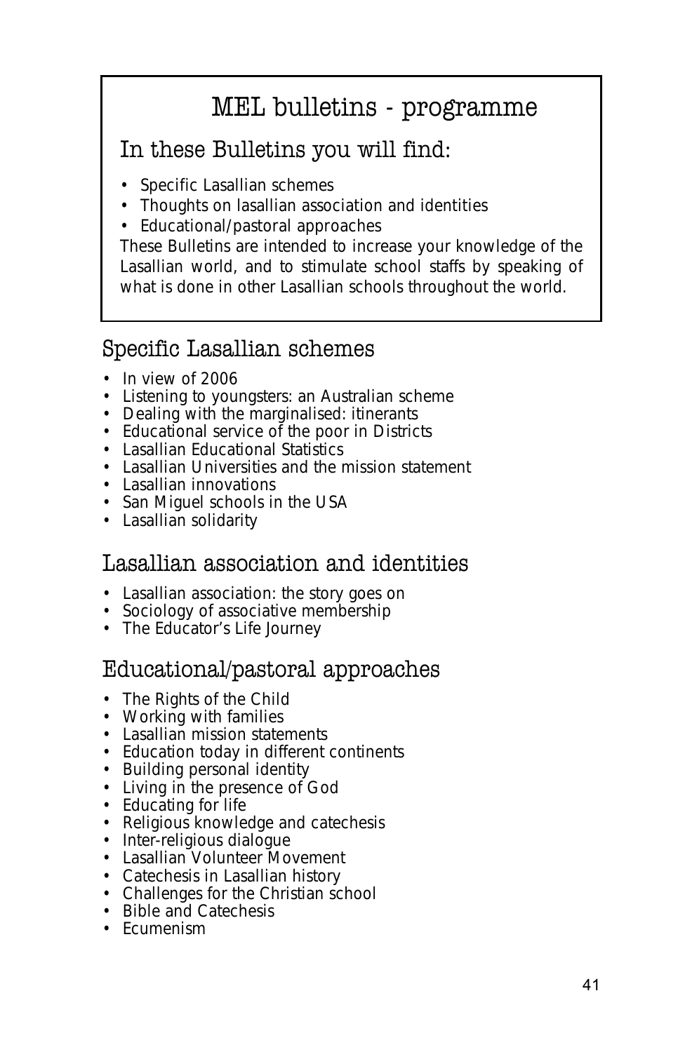## MEL bulletins - programme

### In these Bulletins you will find:

- Specific Lasallian schemes
- Thoughts on lasallian association and identities
- Educational/pastoral approaches

These Bulletins are intended to increase your knowledge of the Lasallian world, and to stimulate school staffs by speaking of what is done in other Lasallian schools throughout the world.

## Specific Lasallian schemes

- In view of 2006
- Listening to youngsters: an Australian scheme
- Dealing with the marginalised: itinerants
- Educational service of the poor in Districts
- Lasallian Educational Statistics
- Lasallian Universities and the mission statement
- Lasallian innovations
- San Miguel schools in the USA
- Lasallian solidarity

## Lasallian association and identities

- Lasallian association: the story goes on
- Sociology of associative membership
- The Educator's Life Journey

## Educational/pastoral approaches

- The Rights of the Child
- Working with families
- Lasallian mission statements
- Education today in different continents
- Building personal identity
- Living in the presence of God
- Educating for life
- Religious knowledge and catechesis
- Inter-religious dialogue
- Lasallian Volunteer Movement
- Catechesis in Lasallian history
- Challenges for the Christian school
- Bible and Catechesis
- Ecumenism